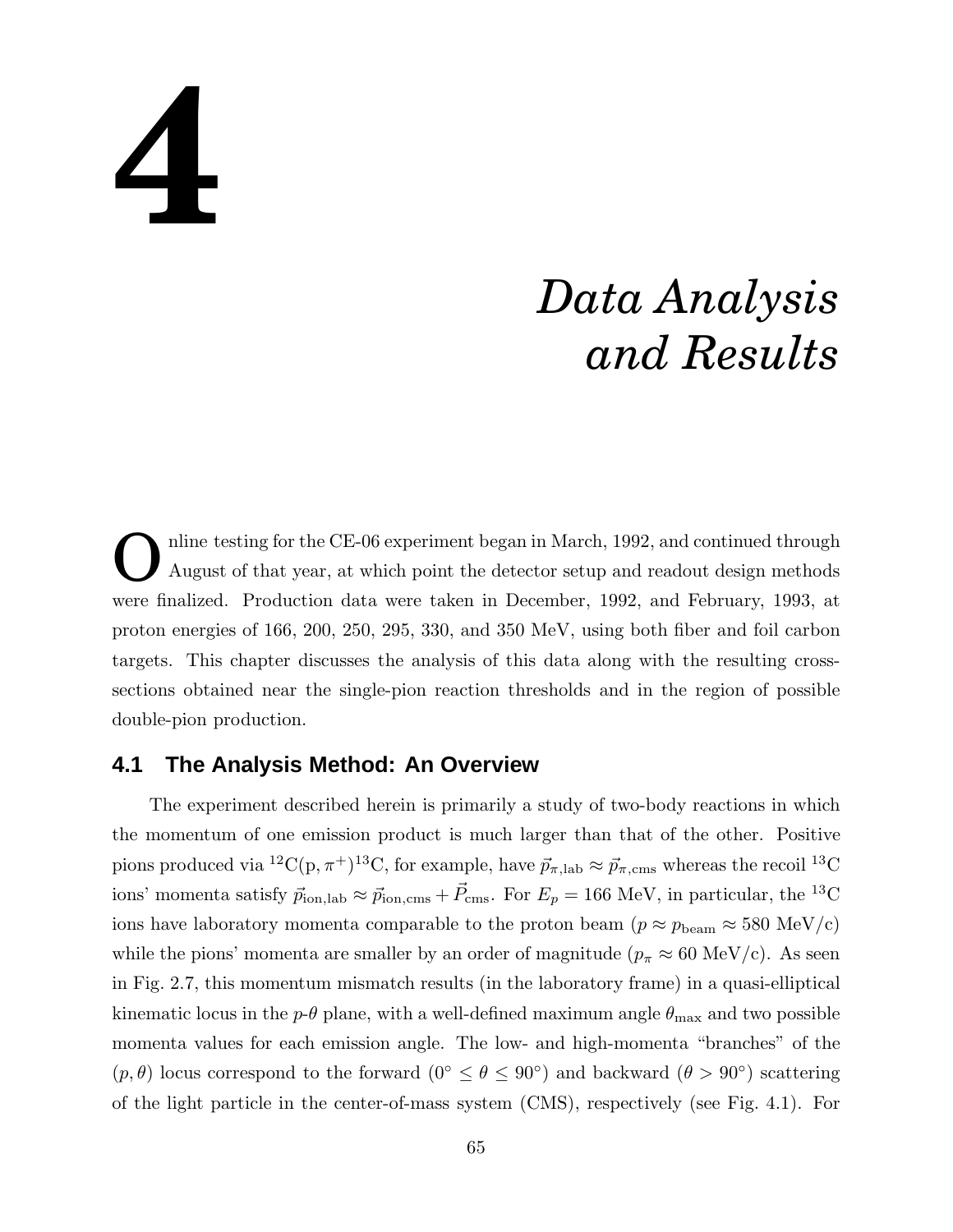# 4

# *Data Analysis and Results*

Online testing for the CE-06 experiment began in March, 1992, and continued through August of that year, at which point the detector setup and readout design methods were finalized. Production data were taken in December, 1992, and February, 1993, at proton energies of 166, 200, 250, 295, 330, and 350 MeV, using both fiber and foil carbon targets. This chapter discusses the analysis of this data along with the resulting cross-sections obtained near the single-pion reaction thresholds and in the region of possible double-pion production.

## 4.1 The Analysis Method: An Overview

The experiment described herein is primarily a study of two-body reactions in which the momentum of one emission product is much larger than that of the other. Positive pions produced via $^{12}\mathrm{C}(\mathrm{p}, \pi^+)^{13}\mathrm{C}$, for example, have $\vec{p}_{\pi,\mathrm{lab}} \approx \vec{p}_{\pi,\mathrm{cms}}$ whereas the recoil $^{13}\mathrm{C}$ ions' momenta satisfy $\vec{p}_{\mathrm{ion,lab}} \approx \vec{p}_{\mathrm{ion,cms}} + \vec{P}_{\mathrm{cms}}$. For $E_p = 166$ MeV, in particular, the $^{13}\mathrm{C}$ ions have laboratory momenta comparable to the proton beam ($p \approx p_{\mathrm{beam}} \approx 580$ MeV/c) while the pions' momenta are smaller by an order of magnitude ($p_\pi \approx 60$ MeV/c). As seen in Fig. 2.7, this momentum mismatch results (in the laboratory frame) in a quasi-elliptical kinematic locus in the $p$-$\theta$ plane, with a well-defined maximum angle $\theta_{\max}$ and two possible momenta values for each emission angle. The low- and high-momenta "branches" of the $(p, \theta)$ locus correspond to the forward ($0^\circ \leq \theta \leq 90^\circ$) and backward ($\theta > 90^\circ$) scattering of the light particle in the center-of-mass system (CMS), respectively (see Fig. 4.1). For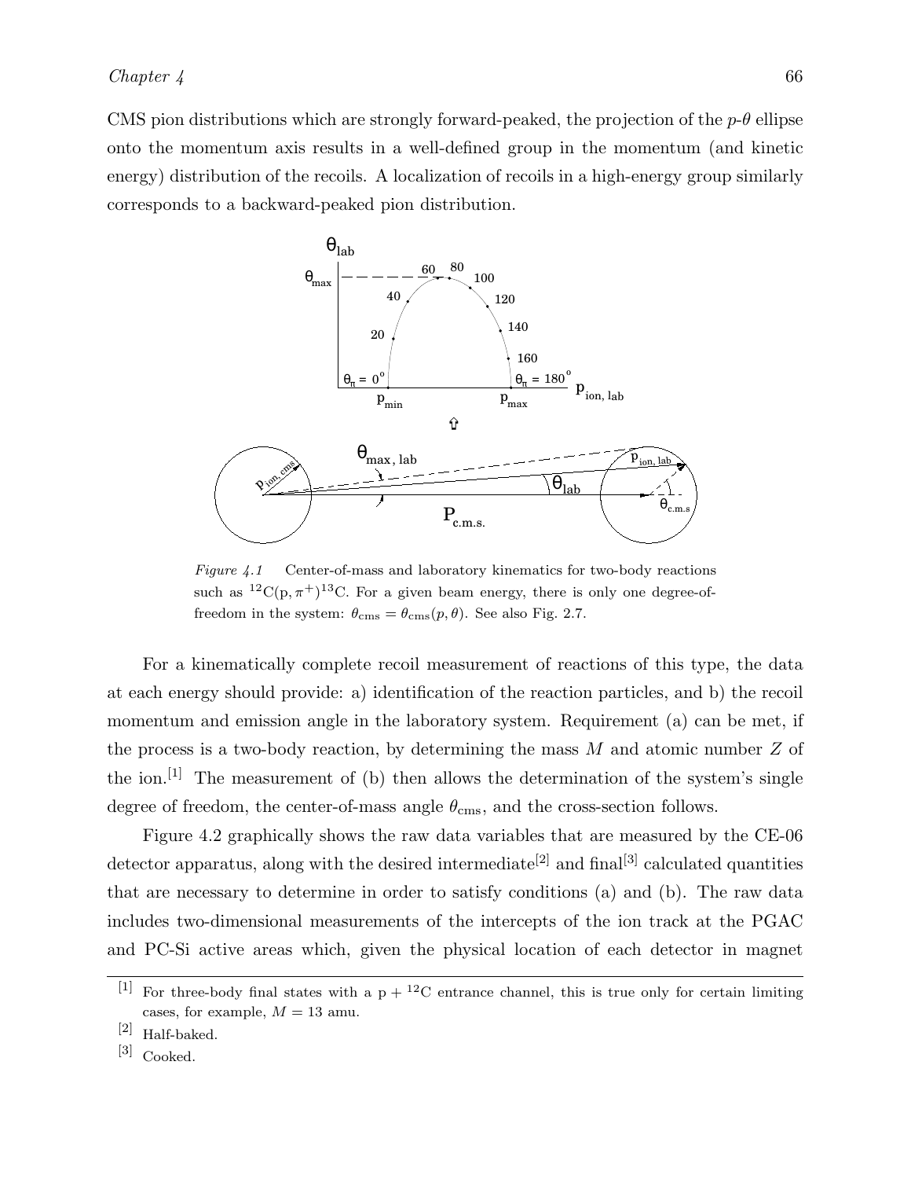CMS pion distributions which are strongly forward-peaked, the projection of the $p$-$\theta$ ellipse onto the momentum axis results in a well-defined group in the momentum (and kinetic energy) distribution of the recoils. A localization of recoils in a high-energy group similarly corresponds to a backward-peaked pion distribution.

*Figure 4.1* Center-of-mass and laboratory kinematics for two-body reactions such as $^{12}$C(p, $\pi^+$)$^{13}$C. For a given beam energy, there is only one degree-of-freedom in the system: $\theta_{\rm cms} = \theta_{\rm cms}(p, \theta)$. See also Fig. 2.7.

For a kinematically complete recoil measurement of reactions of this type, the data at each energy should provide: a) identification of the reaction particles, and b) the recoil momentum and emission angle in the laboratory system. Requirement (a) can be met, if the process is a two-body reaction, by determining the mass $M$ and atomic number $Z$ of the ion.[1] The measurement of (b) then allows the determination of the system's single degree of freedom, the center-of-mass angle $\theta_{\rm cms}$, and the cross-section follows.

Figure 4.2 graphically shows the raw data variables that are measured by the CE-06 detector apparatus, along with the desired intermediate[2] and final[3] calculated quantities that are necessary to determine in order to satisfy conditions (a) and (b). The raw data includes two-dimensional measurements of the intercepts of the ion track at the PGAC and PC-Si active areas which, given the physical location of each detector in magnet

---

[1] For three-body final states with a p + $^{12}$C entrance channel, this is true only for certain limiting cases, for example, $M = 13$ amu.

[2] Half-baked.

[3] Cooked.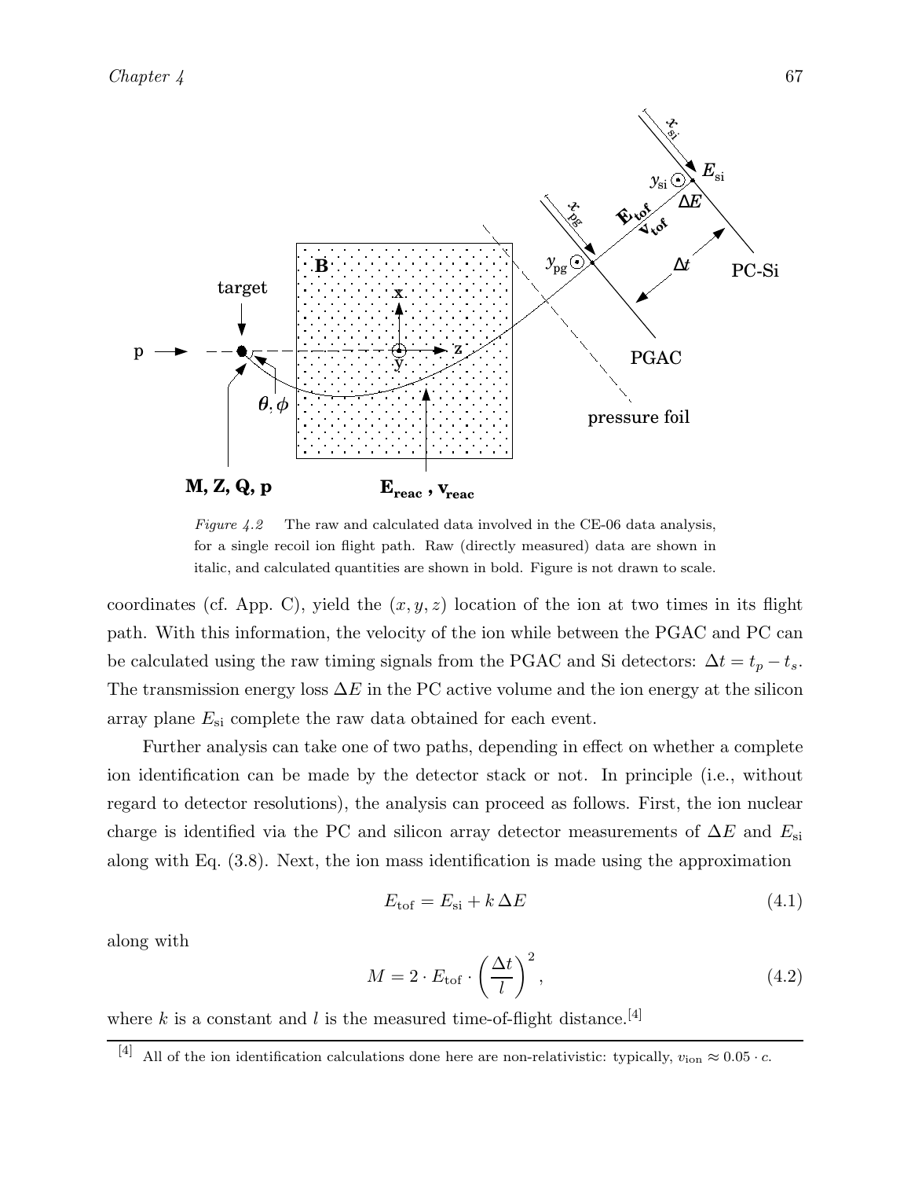*Figure 4.2* The raw and calculated data involved in the CE-06 data analysis, for a single recoil ion flight path. Raw (directly measured) data are shown in italic, and calculated quantities are shown in bold. Figure is not drawn to scale.

coordinates (cf. App. C), yield the $(x, y, z)$ location of the ion at two times in its flight path. With this information, the velocity of the ion while between the PGAC and PC can be calculated using the raw timing signals from the PGAC and Si detectors: $\Delta t = t_p - t_s$. The transmission energy loss $\Delta E$ in the PC active volume and the ion energy at the silicon array plane $E_{\mathrm{si}}$ complete the raw data obtained for each event.

Further analysis can take one of two paths, depending in effect on whether a complete ion identification can be made by the detector stack or not. In principle (i.e., without regard to detector resolutions), the analysis can proceed as follows. First, the ion nuclear charge is identified via the PC and silicon array detector measurements of $\Delta E$ and $E_{\mathrm{si}}$ along with Eq. (3.8). Next, the ion mass identification is made using the approximation

$$E_{\mathrm{tof}} = E_{\mathrm{si}} + k\,\Delta E \tag{4.1}$$

along with

$$M = 2 \cdot E_{\mathrm{tof}} \cdot \left(\frac{\Delta t}{l}\right)^2, \tag{4.2}$$

where $k$ is a constant and $l$ is the measured time-of-flight distance.[4]

[4] All of the ion identification calculations done here are non-relativistic: typically, $v_{\mathrm{ion}} \approx 0.05 \cdot c$.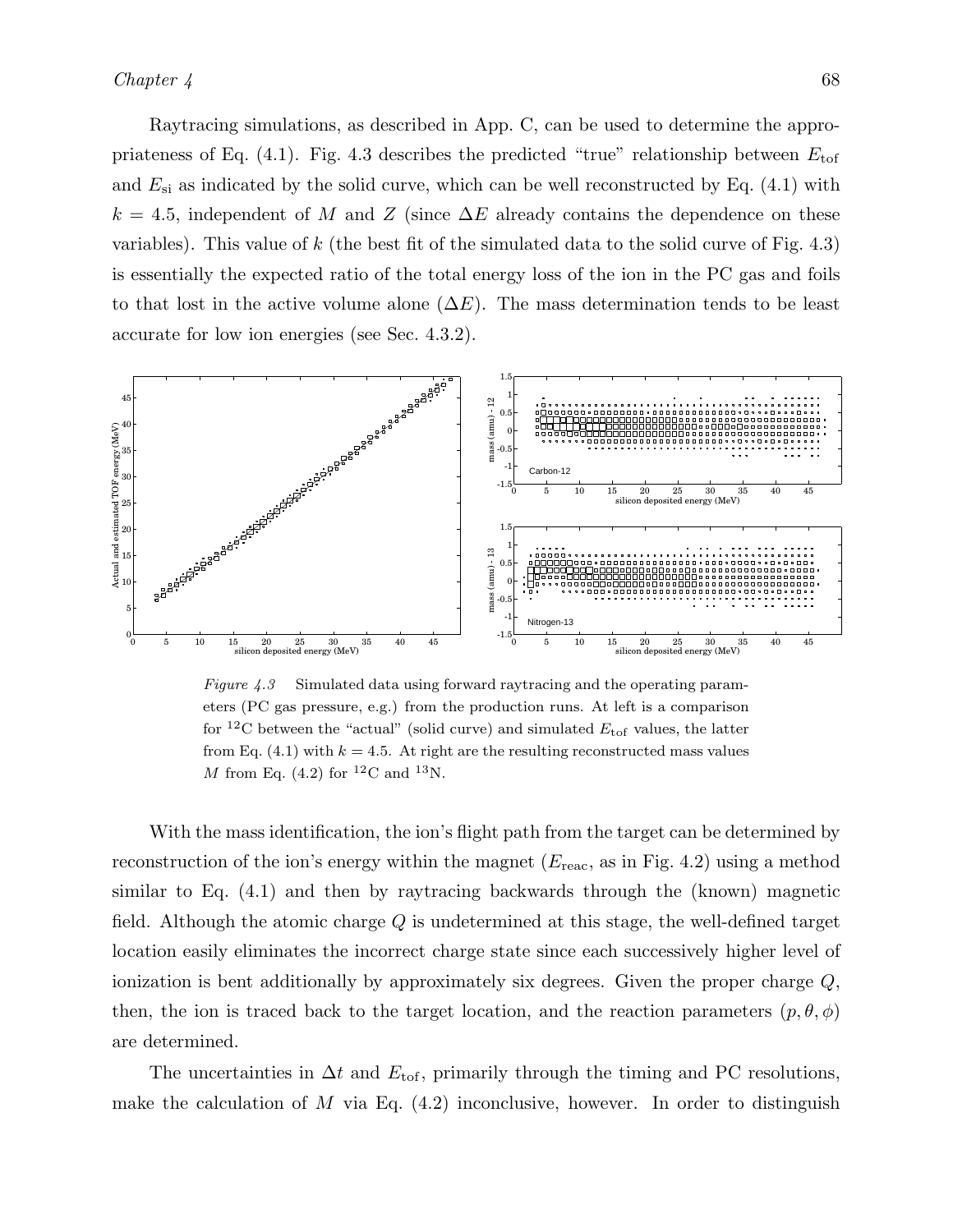Raytracing simulations, as described in App. C, can be used to determine the appropriateness of Eq. (4.1). Fig. 4.3 describes the predicted "true" relationship between $E_{\mathrm{tof}}$ and $E_{\mathrm{si}}$ as indicated by the solid curve, which can be well reconstructed by Eq. (4.1) with $k = 4.5$, independent of $M$ and $Z$ (since $\Delta E$ already contains the dependence on these variables). This value of $k$ (the best fit of the simulated data to the solid curve of Fig. 4.3) is essentially the expected ratio of the total energy loss of the ion in the PC gas and foils to that lost in the active volume alone ($\Delta E$). The mass determination tends to be least accurate for low ion energies (see Sec. 4.3.2).

*Figure 4.3* Simulated data using forward raytracing and the operating parameters (PC gas pressure, e.g.) from the production runs. At left is a comparison for $^{12}$C between the "actual" (solid curve) and simulated $E_{\mathrm{tof}}$ values, the latter from Eq. (4.1) with $k = 4.5$. At right are the resulting reconstructed mass values $M$ from Eq. (4.2) for $^{12}$C and $^{13}$N.

With the mass identification, the ion's flight path from the target can be determined by reconstruction of the ion's energy within the magnet ($E_{\mathrm{reac}}$, as in Fig. 4.2) using a method similar to Eq. (4.1) and then by raytracing backwards through the (known) magnetic field. Although the atomic charge $Q$ is undetermined at this stage, the well-defined target location easily eliminates the incorrect charge state since each successively higher level of ionization is bent additionally by approximately six degrees. Given the proper charge $Q$, then, the ion is traced back to the target location, and the reaction parameters $(p, \theta, \phi)$ are determined.

The uncertainties in $\Delta t$ and $E_{\mathrm{tof}}$, primarily through the timing and PC resolutions, make the calculation of $M$ via Eq. (4.2) inconclusive, however. In order to distinguish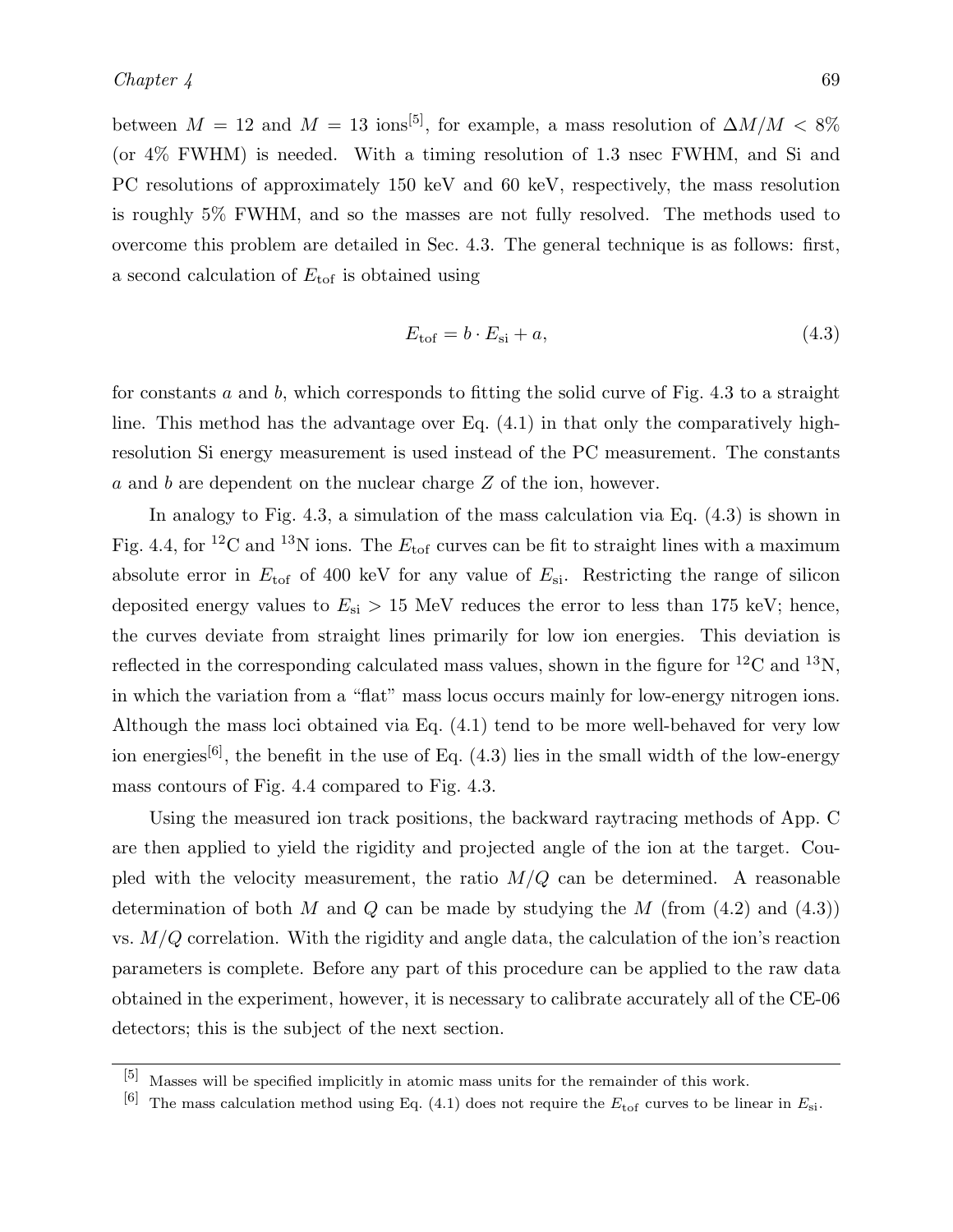between $M = 12$ and $M = 13$ ions[5], for example, a mass resolution of $\Delta M/M < 8\%$ (or 4% FWHM) is needed. With a timing resolution of 1.3 nsec FWHM, and Si and PC resolutions of approximately 150 keV and 60 keV, respectively, the mass resolution is roughly 5% FWHM, and so the masses are not fully resolved. The methods used to overcome this problem are detailed in Sec. 4.3. The general technique is as follows: first, a second calculation of $E_{\text{tof}}$ is obtained using

$$E_{\text{tof}} = b \cdot E_{\text{si}} + a, \tag{4.3}$$

for constants $a$ and $b$, which corresponds to fitting the solid curve of Fig. 4.3 to a straight line. This method has the advantage over Eq. (4.1) in that only the comparatively high-resolution Si energy measurement is used instead of the PC measurement. The constants $a$ and $b$ are dependent on the nuclear charge $Z$ of the ion, however.

In analogy to Fig. 4.3, a simulation of the mass calculation via Eq. (4.3) is shown in Fig. 4.4, for $^{12}$C and $^{13}$N ions. The $E_{\text{tof}}$ curves can be fit to straight lines with a maximum absolute error in $E_{\text{tof}}$ of 400 keV for any value of $E_{\text{si}}$. Restricting the range of silicon deposited energy values to $E_{\text{si}} > 15$ MeV reduces the error to less than 175 keV; hence, the curves deviate from straight lines primarily for low ion energies. This deviation is reflected in the corresponding calculated mass values, shown in the figure for $^{12}$C and $^{13}$N, in which the variation from a "flat" mass locus occurs mainly for low-energy nitrogen ions. Although the mass loci obtained via Eq. (4.1) tend to be more well-behaved for very low ion energies[6], the benefit in the use of Eq. (4.3) lies in the small width of the low-energy mass contours of Fig. 4.4 compared to Fig. 4.3.

Using the measured ion track positions, the backward raytracing methods of App. C are then applied to yield the rigidity and projected angle of the ion at the target. Coupled with the velocity measurement, the ratio $M/Q$ can be determined. A reasonable determination of both $M$ and $Q$ can be made by studying the $M$ (from (4.2) and (4.3)) vs. $M/Q$ correlation. With the rigidity and angle data, the calculation of the ion's reaction parameters is complete. Before any part of this procedure can be applied to the raw data obtained in the experiment, however, it is necessary to calibrate accurately all of the CE-06 detectors; this is the subject of the next section.

---

[5] Masses will be specified implicitly in atomic mass units for the remainder of this work.

[6] The mass calculation method using Eq. (4.1) does not require the $E_{\text{tof}}$ curves to be linear in $E_{\text{si}}$.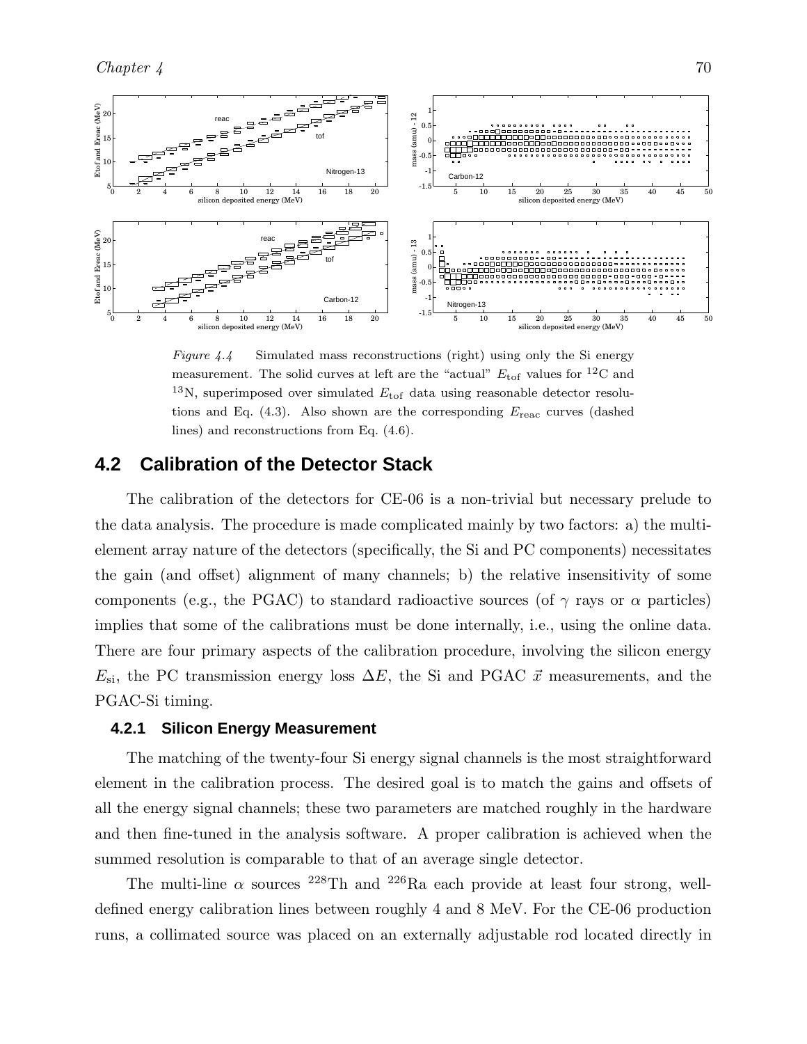*Figure 4.4* Simulated mass reconstructions (right) using only the Si energy measurement. The solid curves at left are the "actual" $E_{\mathrm{tof}}$ values for $^{12}$C and $^{13}$N, superimposed over simulated $E_{\mathrm{tof}}$ data using reasonable detector resolutions and Eq. (4.3). Also shown are the corresponding $E_{\mathrm{reac}}$ curves (dashed lines) and reconstructions from Eq. (4.6).

## 4.2 Calibration of the Detector Stack

The calibration of the detectors for CE-06 is a non-trivial but necessary prelude to the data analysis. The procedure is made complicated mainly by two factors: a) the multi-element array nature of the detectors (specifically, the Si and PC components) necessitates the gain (and offset) alignment of many channels; b) the relative insensitivity of some components (e.g., the PGAC) to standard radioactive sources (of $\gamma$ rays or $\alpha$ particles) implies that some of the calibrations must be done internally, i.e., using the online data. There are four primary aspects of the calibration procedure, involving the silicon energy $E_{\mathrm{si}}$, the PC transmission energy loss $\Delta E$, the Si and PGAC $\vec{x}$ measurements, and the PGAC-Si timing.

### 4.2.1 Silicon Energy Measurement

The matching of the twenty-four Si energy signal channels is the most straightforward element in the calibration process. The desired goal is to match the gains and offsets of all the energy signal channels; these two parameters are matched roughly in the hardware and then fine-tuned in the analysis software. A proper calibration is achieved when the summed resolution is comparable to that of an average single detector.

The multi-line $\alpha$ sources $^{228}$Th and $^{226}$Ra each provide at least four strong, well-defined energy calibration lines between roughly 4 and 8 MeV. For the CE-06 production runs, a collimated source was placed on an externally adjustable rod located directly in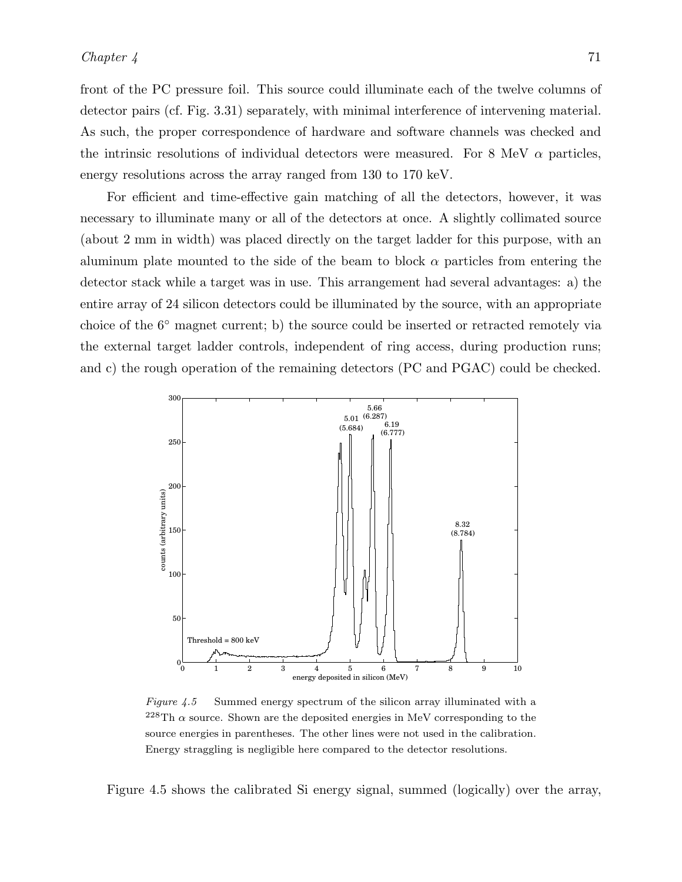front of the PC pressure foil. This source could illuminate each of the twelve columns of detector pairs (cf. Fig. 3.31) separately, with minimal interference of intervening material. As such, the proper correspondence of hardware and software channels was checked and the intrinsic resolutions of individual detectors were measured. For 8 MeV $\alpha$ particles, energy resolutions across the array ranged from 130 to 170 keV.

For efficient and time-effective gain matching of all the detectors, however, it was necessary to illuminate many or all of the detectors at once. A slightly collimated source (about 2 mm in width) was placed directly on the target ladder for this purpose, with an aluminum plate mounted to the side of the beam to block $\alpha$ particles from entering the detector stack while a target was in use. This arrangement had several advantages: a) the entire array of 24 silicon detectors could be illuminated by the source, with an appropriate choice of the 6° magnet current; b) the source could be inserted or retracted remotely via the external target ladder controls, independent of ring access, during production runs; and c) the rough operation of the remaining detectors (PC and PGAC) could be checked.

*Figure 4.5* Summed energy spectrum of the silicon array illuminated with a $^{228}$Th $\alpha$ source. Shown are the deposited energies in MeV corresponding to the source energies in parentheses. The other lines were not used in the calibration. Energy straggling is negligible here compared to the detector resolutions.

Figure 4.5 shows the calibrated Si energy signal, summed (logically) over the array,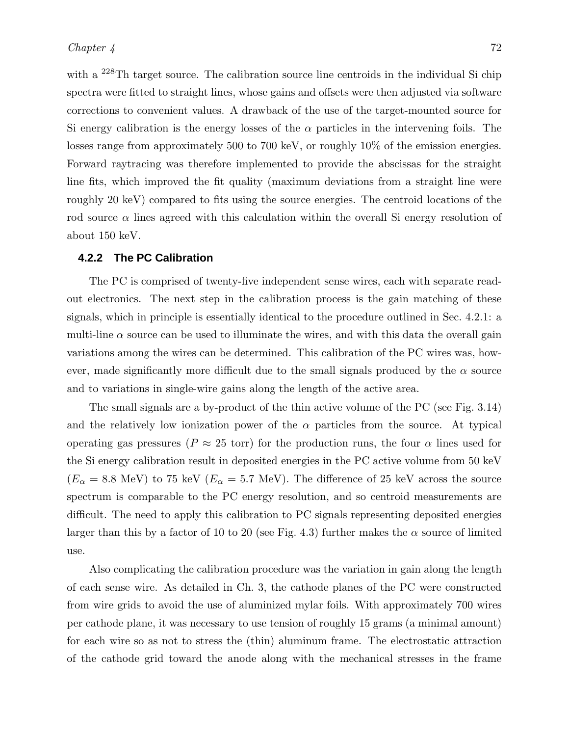with a $^{228}$Th target source. The calibration source line centroids in the individual Si chip spectra were fitted to straight lines, whose gains and offsets were then adjusted via software corrections to convenient values. A drawback of the use of the target-mounted source for Si energy calibration is the energy losses of the $\alpha$ particles in the intervening foils. The losses range from approximately 500 to 700 keV, or roughly 10% of the emission energies. Forward raytracing was therefore implemented to provide the abscissas for the straight line fits, which improved the fit quality (maximum deviations from a straight line were roughly 20 keV) compared to fits using the source energies. The centroid locations of the rod source $\alpha$ lines agreed with this calculation within the overall Si energy resolution of about 150 keV.

### 4.2.2 The PC Calibration

The PC is comprised of twenty-five independent sense wires, each with separate readout electronics. The next step in the calibration process is the gain matching of these signals, which in principle is essentially identical to the procedure outlined in Sec. 4.2.1: a multi-line $\alpha$ source can be used to illuminate the wires, and with this data the overall gain variations among the wires can be determined. This calibration of the PC wires was, however, made significantly more difficult due to the small signals produced by the $\alpha$ source and to variations in single-wire gains along the length of the active area.

The small signals are a by-product of the thin active volume of the PC (see Fig. 3.14) and the relatively low ionization power of the $\alpha$ particles from the source. At typical operating gas pressures ($P \approx 25$ torr) for the production runs, the four $\alpha$ lines used for the Si energy calibration result in deposited energies in the PC active volume from 50 keV ($E_\alpha = 8.8$ MeV) to 75 keV ($E_\alpha = 5.7$ MeV). The difference of 25 keV across the source spectrum is comparable to the PC energy resolution, and so centroid measurements are difficult. The need to apply this calibration to PC signals representing deposited energies larger than this by a factor of 10 to 20 (see Fig. 4.3) further makes the $\alpha$ source of limited use.

Also complicating the calibration procedure was the variation in gain along the length of each sense wire. As detailed in Ch. 3, the cathode planes of the PC were constructed from wire grids to avoid the use of aluminized mylar foils. With approximately 700 wires per cathode plane, it was necessary to use tension of roughly 15 grams (a minimal amount) for each wire so as not to stress the (thin) aluminum frame. The electrostatic attraction of the cathode grid toward the anode along with the mechanical stresses in the frame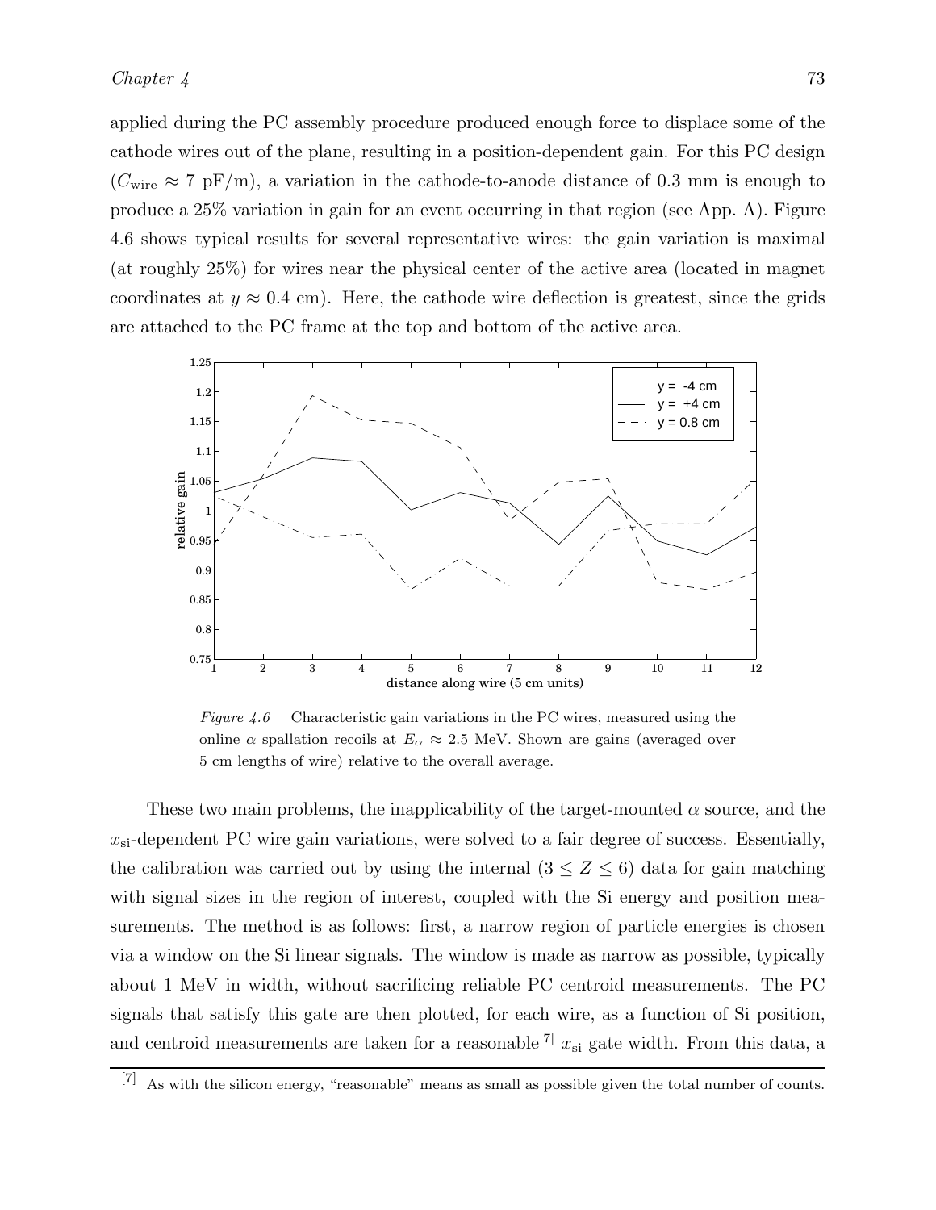applied during the PC assembly procedure produced enough force to displace some of the cathode wires out of the plane, resulting in a position-dependent gain. For this PC design ($C_{\mathrm{wire}} \approx 7$ pF/m), a variation in the cathode-to-anode distance of 0.3 mm is enough to produce a 25% variation in gain for an event occurring in that region (see App. A). Figure 4.6 shows typical results for several representative wires: the gain variation is maximal (at roughly 25%) for wires near the physical center of the active area (located in magnet coordinates at $y \approx 0.4$ cm). Here, the cathode wire deflection is greatest, since the grids are attached to the PC frame at the top and bottom of the active area.

*Figure 4.6* Characteristic gain variations in the PC wires, measured using the online $\alpha$ spallation recoils at $E_\alpha \approx 2.5$ MeV. Shown are gains (averaged over 5 cm lengths of wire) relative to the overall average.

These two main problems, the inapplicability of the target-mounted $\alpha$ source, and the $x_{\mathrm{si}}$-dependent PC wire gain variations, were solved to a fair degree of success. Essentially, the calibration was carried out by using the internal ($3 \leq Z \leq 6$) data for gain matching with signal sizes in the region of interest, coupled with the Si energy and position measurements. The method is as follows: first, a narrow region of particle energies is chosen via a window on the Si linear signals. The window is made as narrow as possible, typically about 1 MeV in width, without sacrificing reliable PC centroid measurements. The PC signals that satisfy this gate are then plotted, for each wire, as a function of Si position, and centroid measurements are taken for a reasonable[7] $x_{\mathrm{si}}$ gate width. From this data, a

[7] As with the silicon energy, "reasonable" means as small as possible given the total number of counts.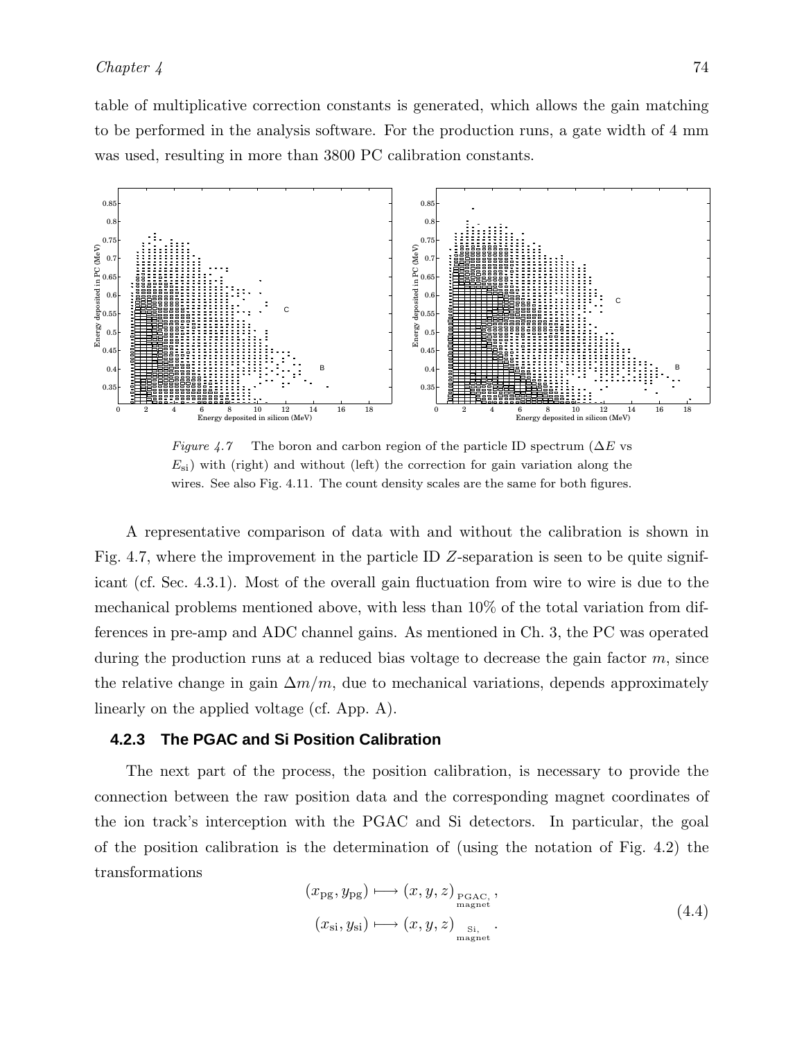table of multiplicative correction constants is generated, which allows the gain matching to be performed in the analysis software. For the production runs, a gate width of 4 mm was used, resulting in more than 3800 PC calibration constants.

*Figure 4.7* The boron and carbon region of the particle ID spectrum ($\Delta E$ vs $E_{\mathrm{si}}$) with (right) and without (left) the correction for gain variation along the wires. See also Fig. 4.11. The count density scales are the same for both figures.

A representative comparison of data with and without the calibration is shown in Fig. 4.7, where the improvement in the particle ID $Z$-separation is seen to be quite significant (cf. Sec. 4.3.1). Most of the overall gain fluctuation from wire to wire is due to the mechanical problems mentioned above, with less than 10% of the total variation from differences in pre-amp and ADC channel gains. As mentioned in Ch. 3, the PC was operated during the production runs at a reduced bias voltage to decrease the gain factor $m$, since the relative change in gain $\Delta m/m$, due to mechanical variations, depends approximately linearly on the applied voltage (cf. App. A).

### 4.2.3 The PGAC and Si Position Calibration

The next part of the process, the position calibration, is necessary to provide the connection between the raw position data and the corresponding magnet coordinates of the ion track's interception with the PGAC and Si detectors. In particular, the goal of the position calibration is the determination of (using the notation of Fig. 4.2) the transformations

$$
\begin{aligned}
(x_{\mathrm{pg}}, y_{\mathrm{pg}}) &\longmapsto (x, y, z)_{\substack{\mathrm{PGAC,}\\ \mathrm{magnet}}}, \\
(x_{\mathrm{si}}, y_{\mathrm{si}}) &\longmapsto (x, y, z)_{\substack{\mathrm{Si,}\\ \mathrm{magnet}}}.
\end{aligned}
\tag{4.4}
$$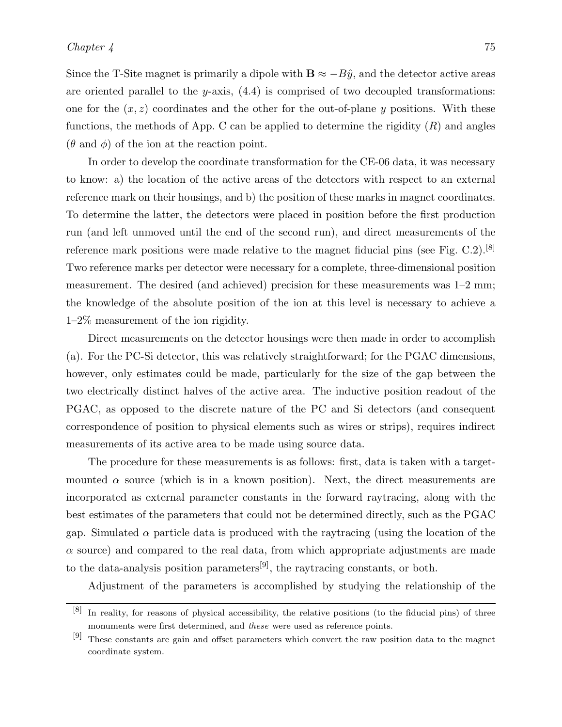Since the T-Site magnet is primarily a dipole with $\mathbf{B} \approx -B\hat{y}$, and the detector active areas are oriented parallel to the $y$-axis, (4.4) is comprised of two decoupled transformations: one for the $(x, z)$ coordinates and the other for the out-of-plane $y$ positions. With these functions, the methods of App. C can be applied to determine the rigidity ($R$) and angles ($\theta$ and $\phi$) of the ion at the reaction point.

In order to develop the coordinate transformation for the CE-06 data, it was necessary to know: a) the location of the active areas of the detectors with respect to an external reference mark on their housings, and b) the position of these marks in magnet coordinates. To determine the latter, the detectors were placed in position before the first production run (and left unmoved until the end of the second run), and direct measurements of the reference mark positions were made relative to the magnet fiducial pins (see Fig. C.2).[8] Two reference marks per detector were necessary for a complete, three-dimensional position measurement. The desired (and achieved) precision for these measurements was 1–2 mm; the knowledge of the absolute position of the ion at this level is necessary to achieve a 1–2% measurement of the ion rigidity.

Direct measurements on the detector housings were then made in order to accomplish (a). For the PC-Si detector, this was relatively straightforward; for the PGAC dimensions, however, only estimates could be made, particularly for the size of the gap between the two electrically distinct halves of the active area. The inductive position readout of the PGAC, as opposed to the discrete nature of the PC and Si detectors (and consequent correspondence of position to physical elements such as wires or strips), requires indirect measurements of its active area to be made using source data.

The procedure for these measurements is as follows: first, data is taken with a target-mounted $\alpha$ source (which is in a known position). Next, the direct measurements are incorporated as external parameter constants in the forward raytracing, along with the best estimates of the parameters that could not be determined directly, such as the PGAC gap. Simulated $\alpha$ particle data is produced with the raytracing (using the location of the $\alpha$ source) and compared to the real data, from which appropriate adjustments are made to the data-analysis position parameters[9], the raytracing constants, or both.

Adjustment of the parameters is accomplished by studying the relationship of the

---

[8] In reality, for reasons of physical accessibility, the relative positions (to the fiducial pins) of three monuments were first determined, and *these* were used as reference points.

[9] These constants are gain and offset parameters which convert the raw position data to the magnet coordinate system.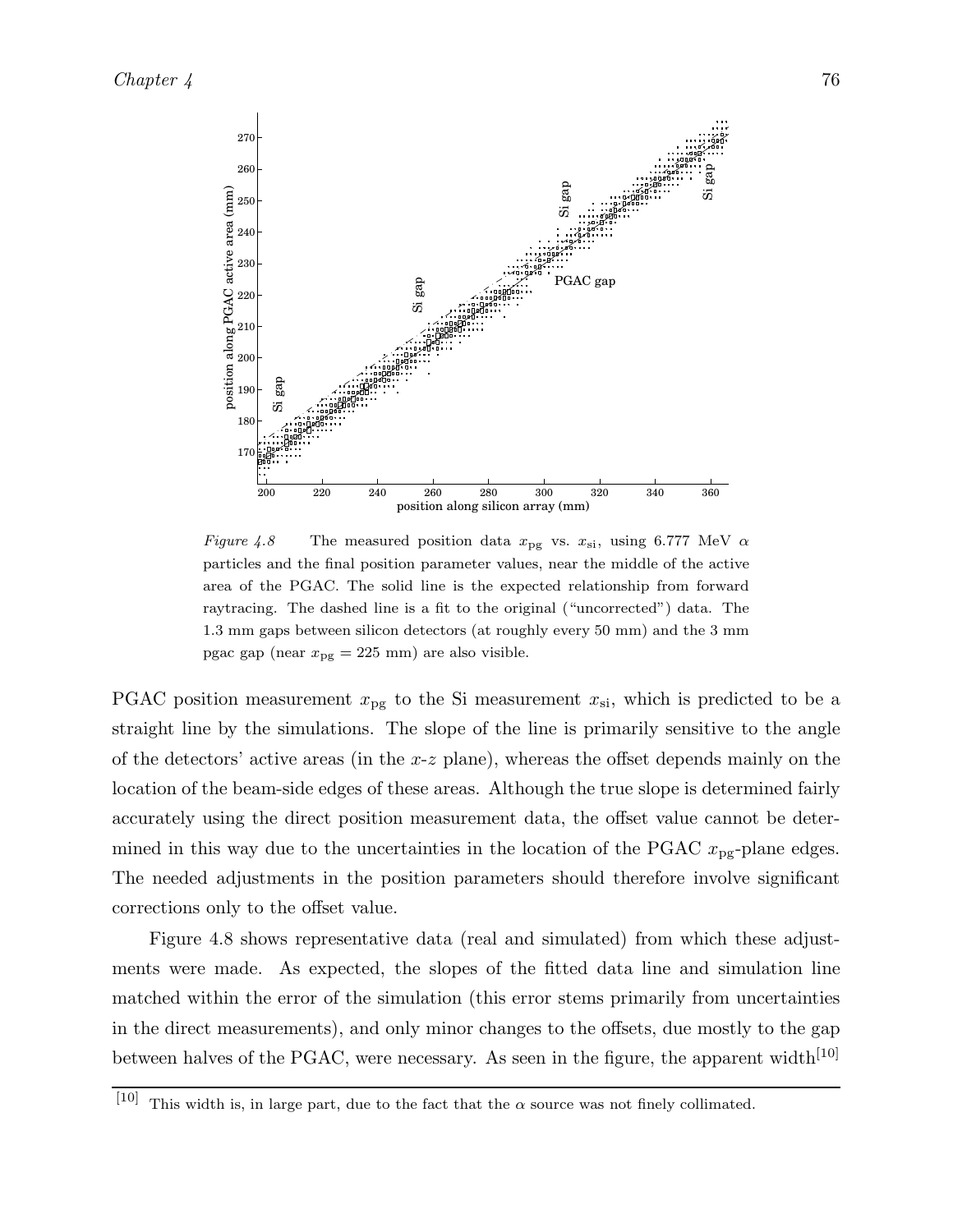*Figure 4.8* The measured position data $x_{\text{pg}}$ vs. $x_{\text{si}}$, using 6.777 MeV $\alpha$ particles and the final position parameter values, near the middle of the active area of the PGAC. The solid line is the expected relationship from forward raytracing. The dashed line is a fit to the original ("uncorrected") data. The 1.3 mm gaps between silicon detectors (at roughly every 50 mm) and the 3 mm pgac gap (near $x_{\text{pg}} = 225$ mm) are also visible.

PGAC position measurement $x_{\text{pg}}$ to the Si measurement $x_{\text{si}}$, which is predicted to be a straight line by the simulations. The slope of the line is primarily sensitive to the angle of the detectors' active areas (in the $x$-$z$ plane), whereas the offset depends mainly on the location of the beam-side edges of these areas. Although the true slope is determined fairly accurately using the direct position measurement data, the offset value cannot be determined in this way due to the uncertainties in the location of the PGAC $x_{\text{pg}}$-plane edges. The needed adjustments in the position parameters should therefore involve significant corrections only to the offset value.

Figure 4.8 shows representative data (real and simulated) from which these adjustments were made. As expected, the slopes of the fitted data line and simulation line matched within the error of the simulation (this error stems primarily from uncertainties in the direct measurements), and only minor changes to the offsets, due mostly to the gap between halves of the PGAC, were necessary. As seen in the figure, the apparent width[10]

[10] This width is, in large part, due to the fact that the $\alpha$ source was not finely collimated.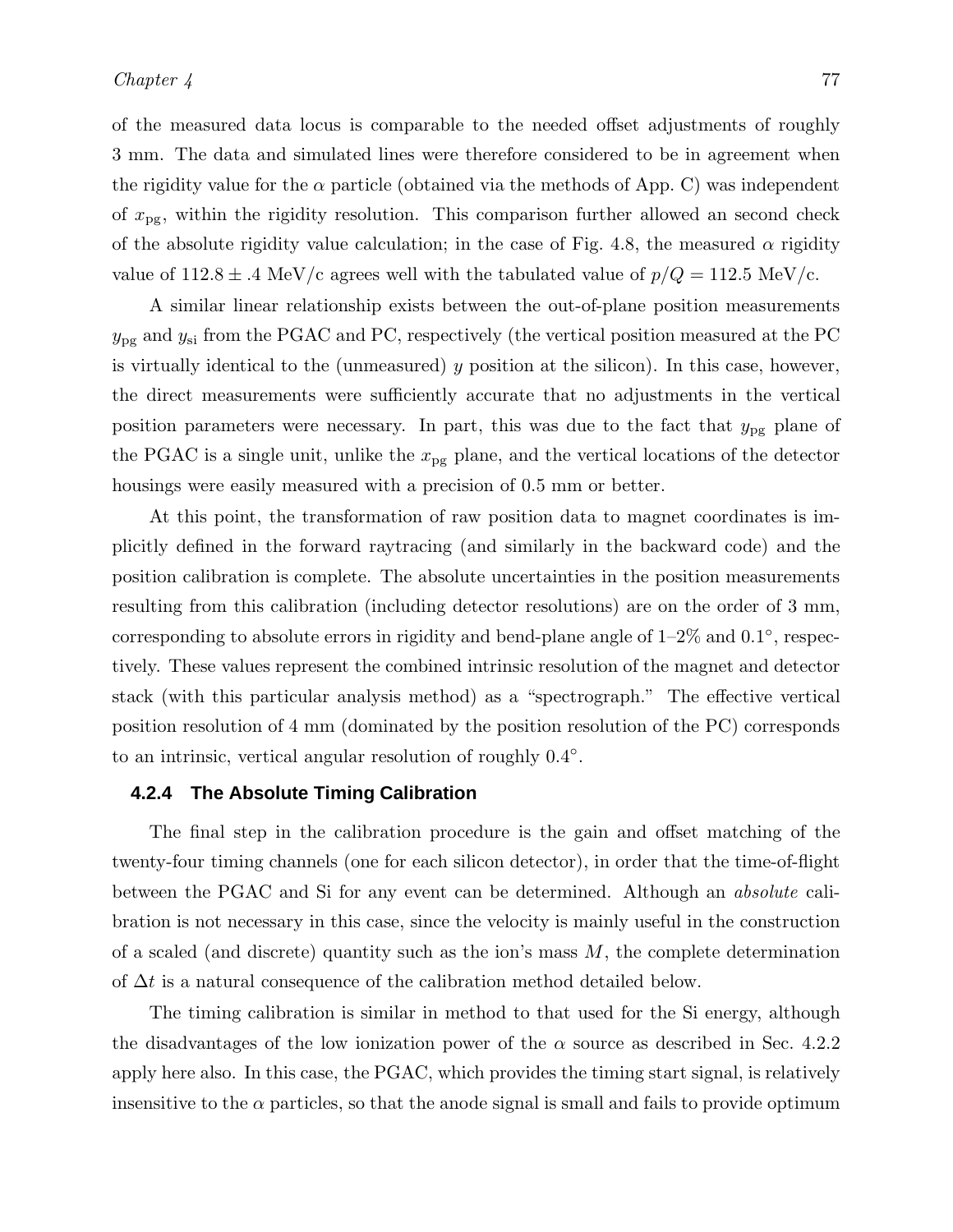of the measured data locus is comparable to the needed offset adjustments of roughly 3 mm. The data and simulated lines were therefore considered to be in agreement when the rigidity value for the $\alpha$ particle (obtained via the methods of App. C) was independent of $x_{\text{pg}}$, within the rigidity resolution. This comparison further allowed an second check of the absolute rigidity value calculation; in the case of Fig. 4.8, the measured $\alpha$ rigidity value of $112.8 \pm .4$ MeV/c agrees well with the tabulated value of $p/Q = 112.5$ MeV/c.

A similar linear relationship exists between the out-of-plane position measurements $y_{\text{pg}}$ and $y_{\text{si}}$ from the PGAC and PC, respectively (the vertical position measured at the PC is virtually identical to the (unmeasured) $y$ position at the silicon). In this case, however, the direct measurements were sufficiently accurate that no adjustments in the vertical position parameters were necessary. In part, this was due to the fact that $y_{\text{pg}}$ plane of the PGAC is a single unit, unlike the $x_{\text{pg}}$ plane, and the vertical locations of the detector housings were easily measured with a precision of 0.5 mm or better.

At this point, the transformation of raw position data to magnet coordinates is implicitly defined in the forward raytracing (and similarly in the backward code) and the position calibration is complete. The absolute uncertainties in the position measurements resulting from this calibration (including detector resolutions) are on the order of 3 mm, corresponding to absolute errors in rigidity and bend-plane angle of 1–2% and $0.1^{\circ}$, respectively. These values represent the combined intrinsic resolution of the magnet and detector stack (with this particular analysis method) as a "spectrograph." The effective vertical position resolution of 4 mm (dominated by the position resolution of the PC) corresponds to an intrinsic, vertical angular resolution of roughly $0.4^{\circ}$.

### 4.2.4 The Absolute Timing Calibration

The final step in the calibration procedure is the gain and offset matching of the twenty-four timing channels (one for each silicon detector), in order that the time-of-flight between the PGAC and Si for any event can be determined. Although an *absolute* calibration is not necessary in this case, since the velocity is mainly useful in the construction of a scaled (and discrete) quantity such as the ion's mass $M$, the complete determination of $\Delta t$ is a natural consequence of the calibration method detailed below.

The timing calibration is similar in method to that used for the Si energy, although the disadvantages of the low ionization power of the $\alpha$ source as described in Sec. 4.2.2 apply here also. In this case, the PGAC, which provides the timing start signal, is relatively insensitive to the $\alpha$ particles, so that the anode signal is small and fails to provide optimum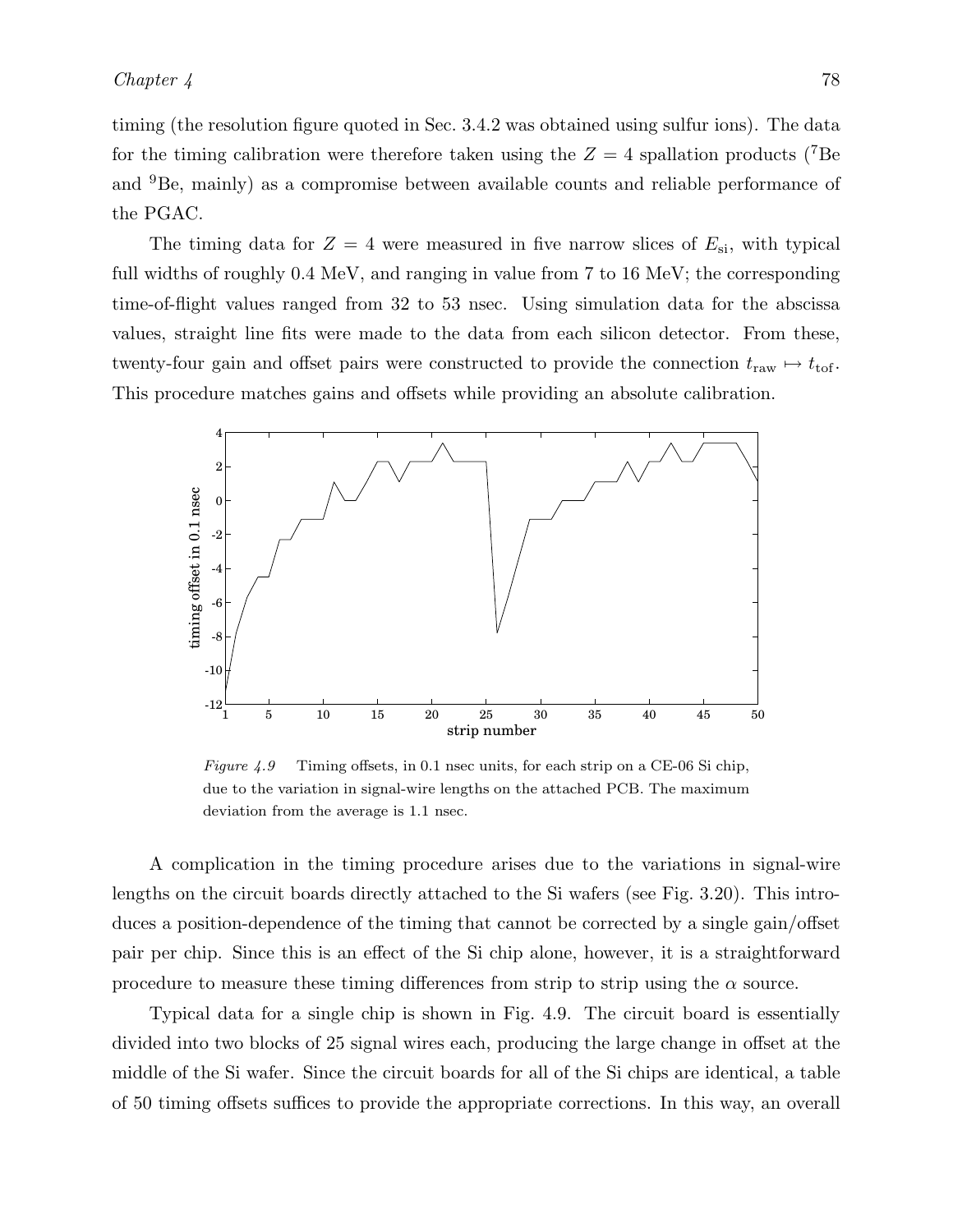timing (the resolution figure quoted in Sec. 3.4.2 was obtained using sulfur ions). The data for the timing calibration were therefore taken using the $Z = 4$ spallation products ($^{7}$Be and $^{9}$Be, mainly) as a compromise between available counts and reliable performance of the PGAC.

The timing data for $Z = 4$ were measured in five narrow slices of $E_{\rm si}$, with typical full widths of roughly 0.4 MeV, and ranging in value from 7 to 16 MeV; the corresponding time-of-flight values ranged from 32 to 53 nsec. Using simulation data for the abscissa values, straight line fits were made to the data from each silicon detector. From these, twenty-four gain and offset pairs were constructed to provide the connection $t_{\rm raw} \mapsto t_{\rm tof}$. This procedure matches gains and offsets while providing an absolute calibration.

*Figure 4.9* Timing offsets, in 0.1 nsec units, for each strip on a CE-06 Si chip, due to the variation in signal-wire lengths on the attached PCB. The maximum deviation from the average is 1.1 nsec.

A complication in the timing procedure arises due to the variations in signal-wire lengths on the circuit boards directly attached to the Si wafers (see Fig. 3.20). This introduces a position-dependence of the timing that cannot be corrected by a single gain/offset pair per chip. Since this is an effect of the Si chip alone, however, it is a straightforward procedure to measure these timing differences from strip to strip using the $\alpha$ source.

Typical data for a single chip is shown in Fig. 4.9. The circuit board is essentially divided into two blocks of 25 signal wires each, producing the large change in offset at the middle of the Si wafer. Since the circuit boards for all of the Si chips are identical, a table of 50 timing offsets suffices to provide the appropriate corrections. In this way, an overall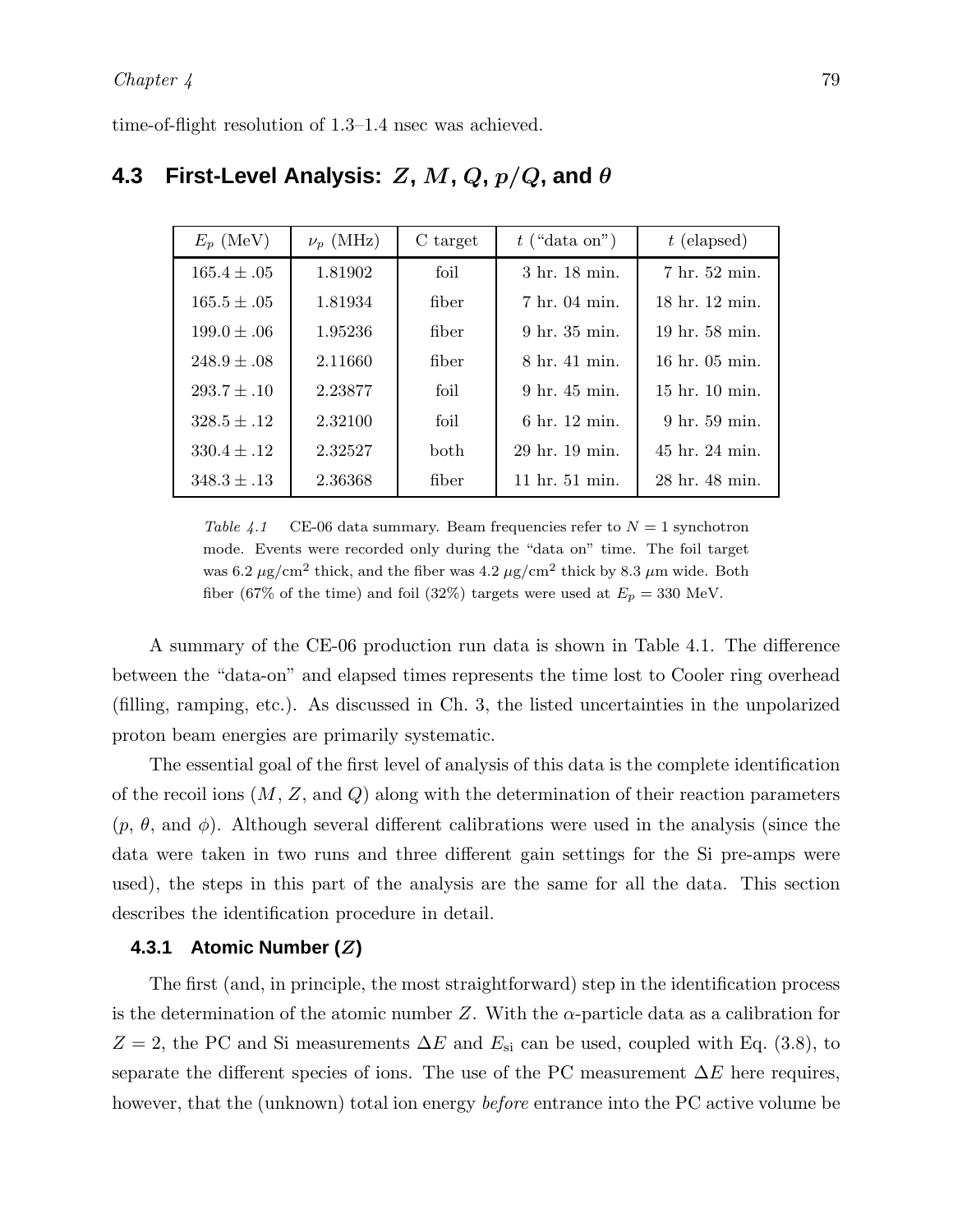time-of-flight resolution of 1.3–1.4 nsec was achieved.

## 4.3 First-Level Analysis: $Z$, $M$, $Q$, $p/Q$, and $\theta$

| $E_p$ (MeV) | $\nu_p$ (MHz) | C target | $t$ ("data on") | $t$ (elapsed) |
|---|---|---|---|---|
| $165.4 \pm .05$ | 1.81902 | foil | 3 hr. 18 min. | 7 hr. 52 min. |
| $165.5 \pm .05$ | 1.81934 | fiber | 7 hr. 04 min. | 18 hr. 12 min. |
| $199.0 \pm .06$ | 1.95236 | fiber | 9 hr. 35 min. | 19 hr. 58 min. |
| $248.9 \pm .08$ | 2.11660 | fiber | 8 hr. 41 min. | 16 hr. 05 min. |
| $293.7 \pm .10$ | 2.23877 | foil | 9 hr. 45 min. | 15 hr. 10 min. |
| $328.5 \pm .12$ | 2.32100 | foil | 6 hr. 12 min. | 9 hr. 59 min. |
| $330.4 \pm .12$ | 2.32527 | both | 29 hr. 19 min. | 45 hr. 24 min. |
| $348.3 \pm .13$ | 2.36368 | fiber | 11 hr. 51 min. | 28 hr. 48 min. |

*Table 4.1* CE-06 data summary. Beam frequencies refer to $N = 1$ synchotron mode. Events were recorded only during the "data on" time. The foil target was 6.2 $\mu$g/cm$^2$ thick, and the fiber was 4.2 $\mu$g/cm$^2$ thick by 8.3 $\mu$m wide. Both fiber (67% of the time) and foil (32%) targets were used at $E_p = 330$ MeV.

A summary of the CE-06 production run data is shown in Table 4.1. The difference between the "data-on" and elapsed times represents the time lost to Cooler ring overhead (filling, ramping, etc.). As discussed in Ch. 3, the listed uncertainties in the unpolarized proton beam energies are primarily systematic.

The essential goal of the first level of analysis of this data is the complete identification of the recoil ions ($M$, $Z$, and $Q$) along with the determination of their reaction parameters ($p$, $\theta$, and $\phi$). Although several different calibrations were used in the analysis (since the data were taken in two runs and three different gain settings for the Si pre-amps were used), the steps in this part of the analysis are the same for all the data. This section describes the identification procedure in detail.

### 4.3.1 Atomic Number ($Z$)

The first (and, in principle, the most straightforward) step in the identification process is the determination of the atomic number $Z$. With the $\alpha$-particle data as a calibration for $Z = 2$, the PC and Si measurements $\Delta E$ and $E_{\mathrm{si}}$ can be used, coupled with Eq. (3.8), to separate the different species of ions. The use of the PC measurement $\Delta E$ here requires, however, that the (unknown) total ion energy *before* entrance into the PC active volume be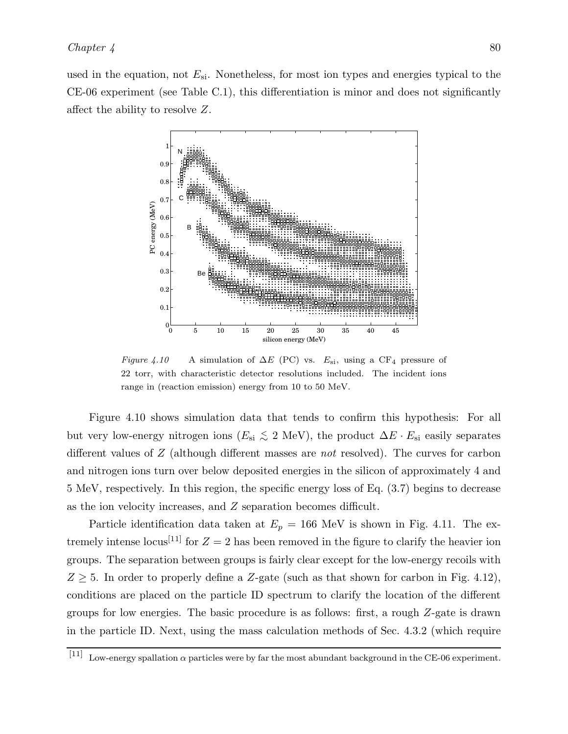used in the equation, not $E_{si}$. Nonetheless, for most ion types and energies typical to the CE-06 experiment (see Table C.1), this differentiation is minor and does not significantly affect the ability to resolve $Z$.

*Figure 4.10* A simulation of $\Delta E$ (PC) vs. $E_{si}$, using a $CF_4$ pressure of 22 torr, with characteristic detector resolutions included. The incident ions range in (reaction emission) energy from 10 to 50 MeV.

Figure 4.10 shows simulation data that tends to confirm this hypothesis: For all but very low-energy nitrogen ions ($E_{si} \lesssim 2$ MeV), the product $\Delta E \cdot E_{si}$ easily separates different values of $Z$ (although different masses are *not* resolved). The curves for carbon and nitrogen ions turn over below deposited energies in the silicon of approximately 4 and 5 MeV, respectively. In this region, the specific energy loss of Eq. (3.7) begins to decrease as the ion velocity increases, and $Z$ separation becomes difficult.

Particle identification data taken at $E_p = 166$ MeV is shown in Fig. 4.11. The extremely intense locus[11] for $Z = 2$ has been removed in the figure to clarify the heavier ion groups. The separation between groups is fairly clear except for the low-energy recoils with $Z \geq 5$. In order to properly define a $Z$-gate (such as that shown for carbon in Fig. 4.12), conditions are placed on the particle ID spectrum to clarify the location of the different groups for low energies. The basic procedure is as follows: first, a rough $Z$-gate is drawn in the particle ID. Next, using the mass calculation methods of Sec. 4.3.2 (which require

[11] Low-energy spallation $\alpha$ particles were by far the most abundant background in the CE-06 experiment.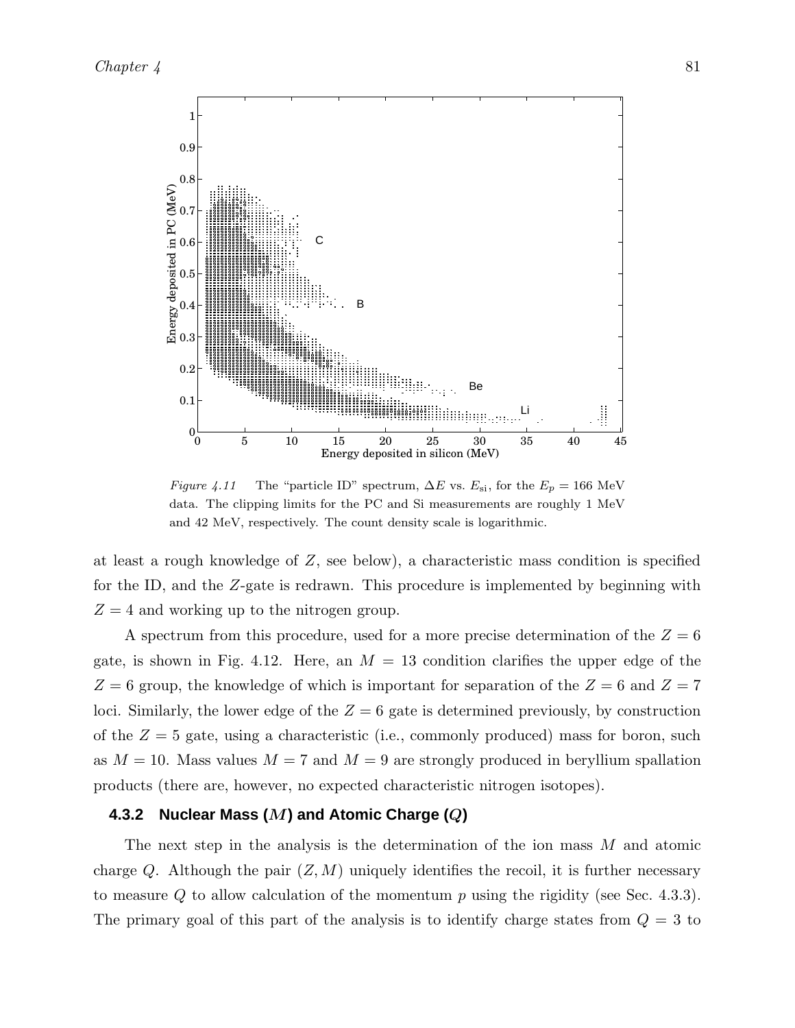*Figure 4.11* The "particle ID" spectrum, $\Delta E$ vs. $E_{\mathrm{si}}$, for the $E_p = 166$ MeV data. The clipping limits for the PC and Si measurements are roughly 1 MeV and 42 MeV, respectively. The count density scale is logarithmic.

at least a rough knowledge of $Z$, see below), a characteristic mass condition is specified for the ID, and the $Z$-gate is redrawn. This procedure is implemented by beginning with $Z = 4$ and working up to the nitrogen group.

A spectrum from this procedure, used for a more precise determination of the $Z = 6$ gate, is shown in Fig. 4.12. Here, an $M = 13$ condition clarifies the upper edge of the $Z = 6$ group, the knowledge of which is important for separation of the $Z = 6$ and $Z = 7$ loci. Similarly, the lower edge of the $Z = 6$ gate is determined previously, by construction of the $Z = 5$ gate, using a characteristic (i.e., commonly produced) mass for boron, such as $M = 10$. Mass values $M = 7$ and $M = 9$ are strongly produced in beryllium spallation products (there are, however, no expected characteristic nitrogen isotopes).

### 4.3.2 Nuclear Mass ($M$) and Atomic Charge ($Q$)

The next step in the analysis is the determination of the ion mass $M$ and atomic charge $Q$. Although the pair $(Z, M)$ uniquely identifies the recoil, it is further necessary to measure $Q$ to allow calculation of the momentum $p$ using the rigidity (see Sec. 4.3.3). The primary goal of this part of the analysis is to identify charge states from $Q = 3$ to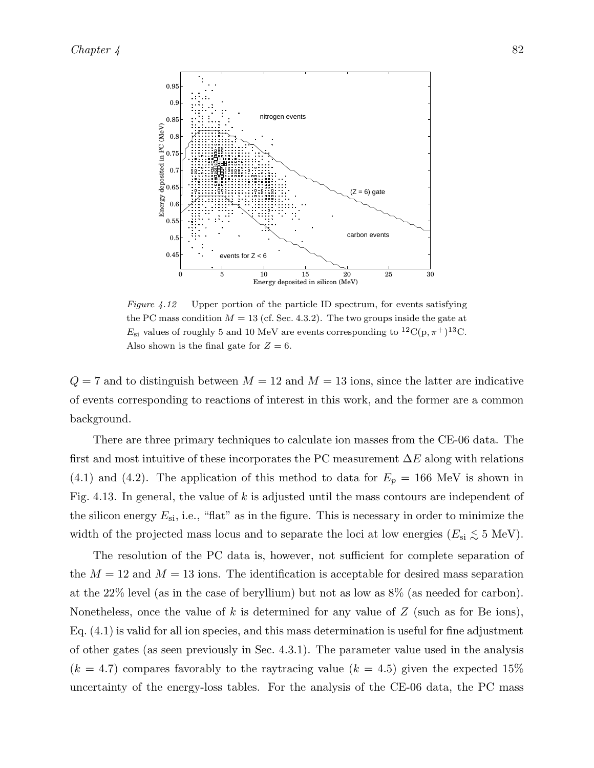*Figure 4.12* Upper portion of the particle ID spectrum, for events satisfying the PC mass condition $M = 13$ (cf. Sec. 4.3.2). The two groups inside the gate at $E_{\rm si}$ values of roughly 5 and 10 MeV are events corresponding to $^{12}\mathrm{C}(\mathrm{p}, \pi^+)^{13}\mathrm{C}$. Also shown is the final gate for $Z = 6$.

$Q = 7$ and to distinguish between $M = 12$ and $M = 13$ ions, since the latter are indicative of events corresponding to reactions of interest in this work, and the former are a common background.

There are three primary techniques to calculate ion masses from the CE-06 data. The first and most intuitive of these incorporates the PC measurement $\Delta E$ along with relations (4.1) and (4.2). The application of this method to data for $E_p = 166$ MeV is shown in Fig. 4.13. In general, the value of $k$ is adjusted until the mass contours are independent of the silicon energy $E_{\rm si}$, i.e., "flat" as in the figure. This is necessary in order to minimize the width of the projected mass locus and to separate the loci at low energies ($E_{\rm si} \lesssim 5$ MeV).

The resolution of the PC data is, however, not sufficient for complete separation of the $M = 12$ and $M = 13$ ions. The identification is acceptable for desired mass separation at the 22% level (as in the case of beryllium) but not as low as 8% (as needed for carbon). Nonetheless, once the value of $k$ is determined for any value of $Z$ (such as for Be ions), Eq. (4.1) is valid for all ion species, and this mass determination is useful for fine adjustment of other gates (as seen previously in Sec. 4.3.1). The parameter value used in the analysis ($k = 4.7$) compares favorably to the raytracing value ($k = 4.5$) given the expected 15% uncertainty of the energy-loss tables. For the analysis of the CE-06 data, the PC mass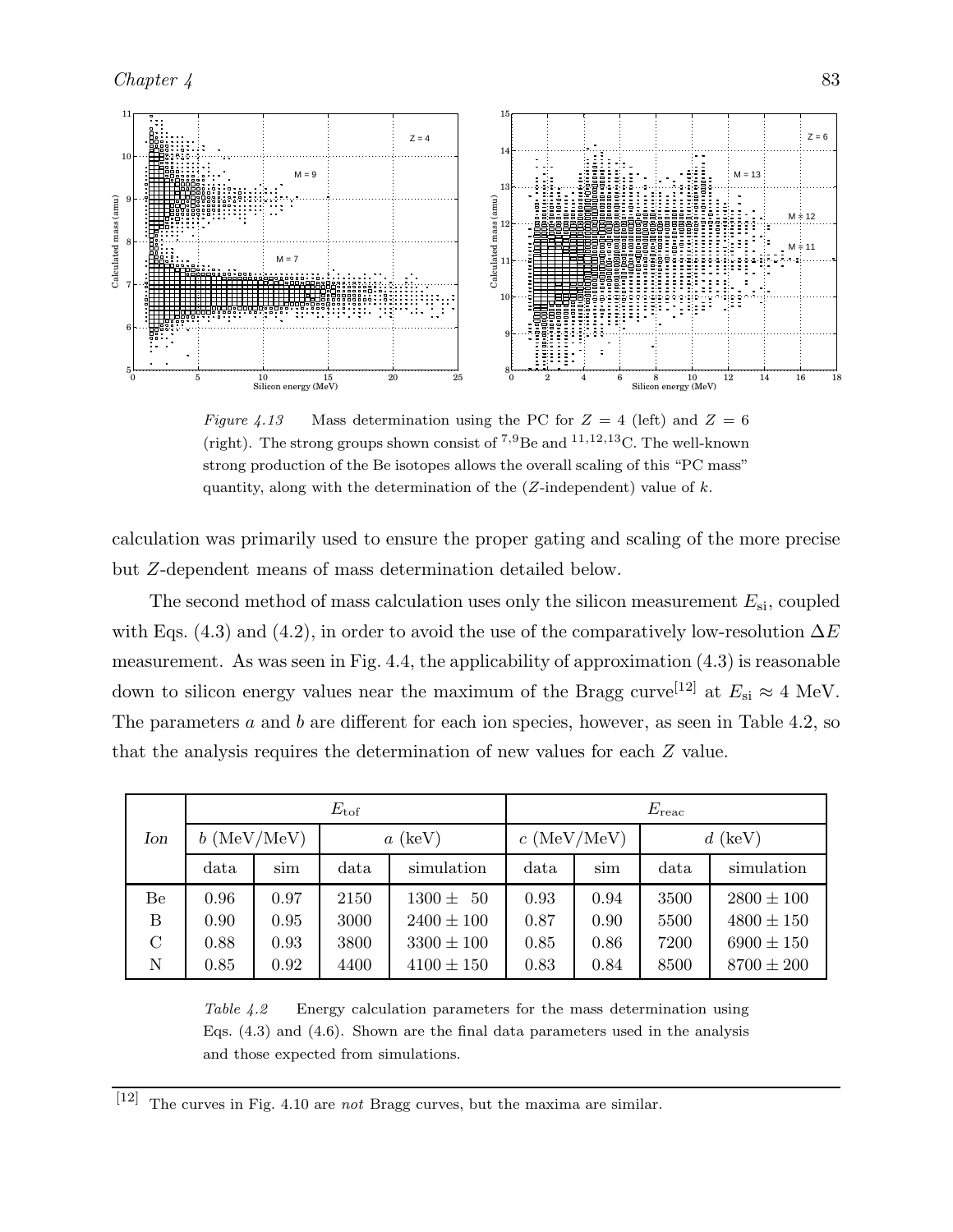*Figure 4.13* Mass determination using the PC for $Z = 4$ (left) and $Z = 6$ (right). The strong groups shown consist of $^{7,9}$Be and $^{11,12,13}$C. The well-known strong production of the Be isotopes allows the overall scaling of this "PC mass" quantity, along with the determination of the ($Z$-independent) value of $k$.

calculation was primarily used to ensure the proper gating and scaling of the more precise but $Z$-dependent means of mass determination detailed below.

The second method of mass calculation uses only the silicon measurement $E_{\rm si}$, coupled with Eqs. (4.3) and (4.2), in order to avoid the use of the comparatively low-resolution $\Delta E$ measurement. As was seen in Fig. 4.4, the applicability of approximation (4.3) is reasonable down to silicon energy values near the maximum of the Bragg curve[12] at $E_{\rm si} \approx 4$ MeV. The parameters $a$ and $b$ are different for each ion species, however, as seen in Table 4.2, so that the analysis requires the determination of new values for each $Z$ value.

| *Ion* | $E_{\rm tof}$ | | | | $E_{\rm reac}$ | | | |
|---|---|---|---|---|---|---|---|---|
| | $b$ (MeV/MeV) | | $a$ (keV) | | $c$ (MeV/MeV) | | $d$ (keV) | |
| | data | sim | data | simulation | data | sim | data | simulation |
| Be | 0.96 | 0.97 | 2150 | $1300 \pm 50$ | 0.93 | 0.94 | 3500 | $2800 \pm 100$ |
| B | 0.90 | 0.95 | 3000 | $2400 \pm 100$ | 0.87 | 0.90 | 5500 | $4800 \pm 150$ |
| C | 0.88 | 0.93 | 3800 | $3300 \pm 100$ | 0.85 | 0.86 | 7200 | $6900 \pm 150$ |
| N | 0.85 | 0.92 | 4400 | $4100 \pm 150$ | 0.83 | 0.84 | 8500 | $8700 \pm 200$ |

*Table 4.2* Energy calculation parameters for the mass determination using Eqs. (4.3) and (4.6). Shown are the final data parameters used in the analysis and those expected from simulations.

[12] The curves in Fig. 4.10 are *not* Bragg curves, but the maxima are similar.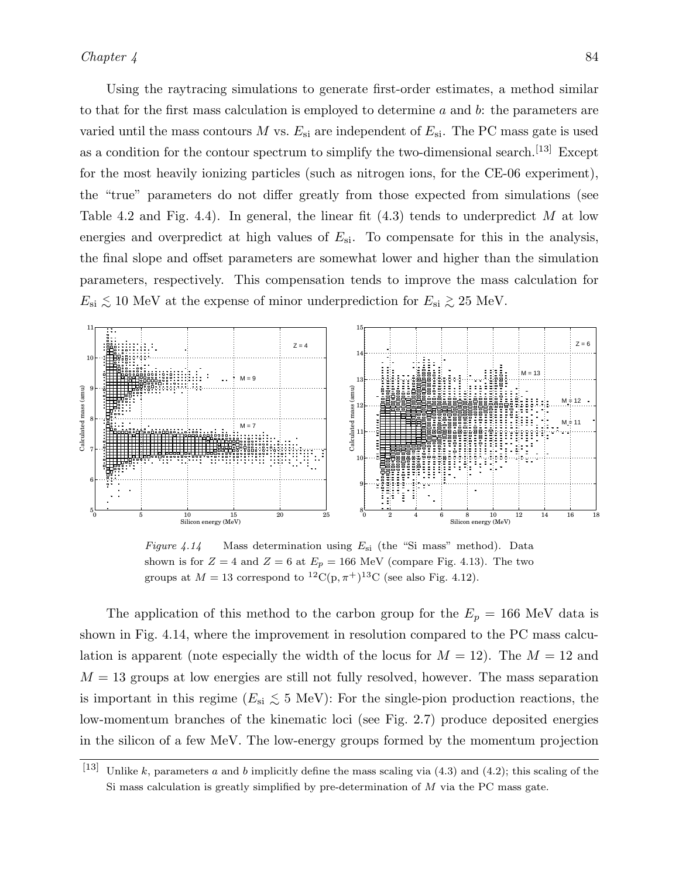Using the raytracing simulations to generate first-order estimates, a method similar to that for the first mass calculation is employed to determine $a$ and $b$: the parameters are varied until the mass contours $M$ vs. $E_{\rm si}$ are independent of $E_{\rm si}$. The PC mass gate is used as a condition for the contour spectrum to simplify the two-dimensional search.[13] Except for the most heavily ionizing particles (such as nitrogen ions, for the CE-06 experiment), the "true" parameters do not differ greatly from those expected from simulations (see Table 4.2 and Fig. 4.4). In general, the linear fit (4.3) tends to underpredict $M$ at low energies and overpredict at high values of $E_{\rm si}$. To compensate for this in the analysis, the final slope and offset parameters are somewhat lower and higher than the simulation parameters, respectively. This compensation tends to improve the mass calculation for $E_{\rm si} \lesssim 10$ MeV at the expense of minor underprediction for $E_{\rm si} \gtrsim 25$ MeV.

*Figure 4.14* Mass determination using $E_{\rm si}$ (the "Si mass" method). Data shown is for $Z = 4$ and $Z = 6$ at $E_p = 166$ MeV (compare Fig. 4.13). The two groups at $M = 13$ correspond to $^{12}\mathrm{C}(\mathrm{p}, \pi^+)^{13}\mathrm{C}$ (see also Fig. 4.12).

The application of this method to the carbon group for the $E_p = 166$ MeV data is shown in Fig. 4.14, where the improvement in resolution compared to the PC mass calculation is apparent (note especially the width of the locus for $M = 12$). The $M = 12$ and $M = 13$ groups at low energies are still not fully resolved, however. The mass separation is important in this regime ($E_{\rm si} \lesssim 5$ MeV): For the single-pion production reactions, the low-momentum branches of the kinematic loci (see Fig. 2.7) produce deposited energies in the silicon of a few MeV. The low-energy groups formed by the momentum projection

[13] Unlike $k$, parameters $a$ and $b$ implicitly define the mass scaling via (4.3) and (4.2); this scaling of the Si mass calculation is greatly simplified by pre-determination of $M$ via the PC mass gate.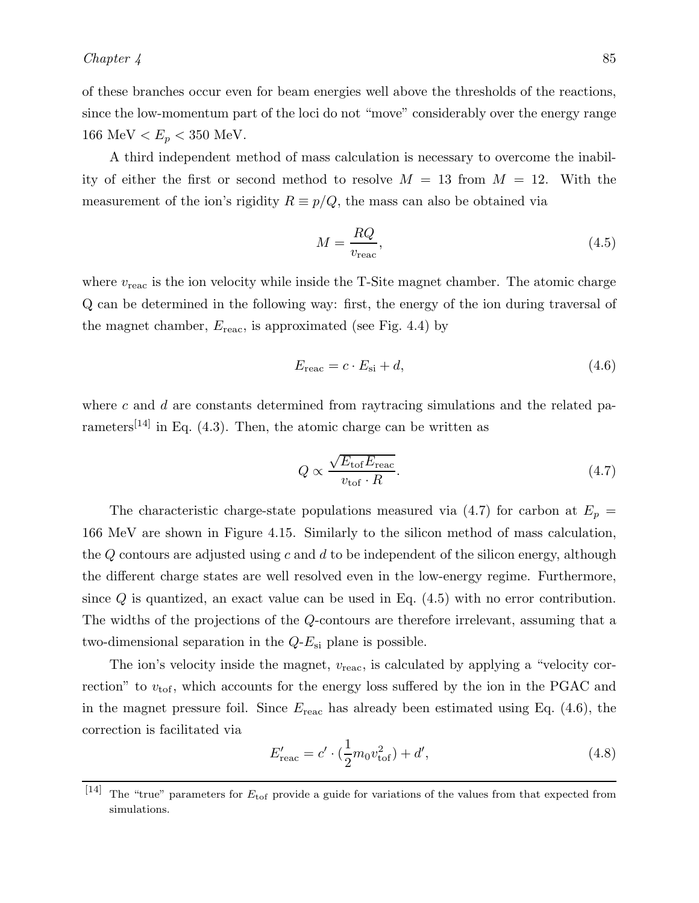of these branches occur even for beam energies well above the thresholds of the reactions, since the low-momentum part of the loci do not "move" considerably over the energy range 166 MeV $< E_p <$ 350 MeV.

A third independent method of mass calculation is necessary to overcome the inability of either the first or second method to resolve $M = 13$ from $M = 12$. With the measurement of the ion's rigidity $R \equiv p/Q$, the mass can also be obtained via

$$M = \frac{RQ}{v_{\text{reac}}}, \tag{4.5}$$

where $v_{\text{reac}}$ is the ion velocity while inside the T-Site magnet chamber. The atomic charge Q can be determined in the following way: first, the energy of the ion during traversal of the magnet chamber, $E_{\text{reac}}$, is approximated (see Fig. 4.4) by

$$E_{\text{reac}} = c \cdot E_{\text{si}} + d, \tag{4.6}$$

where $c$ and $d$ are constants determined from raytracing simulations and the related parameters[14] in Eq. (4.3). Then, the atomic charge can be written as

$$Q \propto \frac{\sqrt{E_{\text{tof}} E_{\text{reac}}}}{v_{\text{tof}} \cdot R}. \tag{4.7}$$

The characteristic charge-state populations measured via (4.7) for carbon at $E_p =$ 166 MeV are shown in Figure 4.15. Similarly to the silicon method of mass calculation, the $Q$ contours are adjusted using $c$ and $d$ to be independent of the silicon energy, although the different charge states are well resolved even in the low-energy regime. Furthermore, since $Q$ is quantized, an exact value can be used in Eq. (4.5) with no error contribution. The widths of the projections of the $Q$-contours are therefore irrelevant, assuming that a two-dimensional separation in the $Q$-$E_{\text{si}}$ plane is possible.

The ion's velocity inside the magnet, $v_{\text{reac}}$, is calculated by applying a "velocity correction" to $v_{\text{tof}}$, which accounts for the energy loss suffered by the ion in the PGAC and in the magnet pressure foil. Since $E_{\text{reac}}$ has already been estimated using Eq. (4.6), the correction is facilitated via

$$E'_{\text{reac}} = c' \cdot (\frac{1}{2} m_0 v_{\text{tof}}^2) + d', \tag{4.8}$$

[14] The "true" parameters for $E_{\text{tof}}$ provide a guide for variations of the values from that expected from simulations.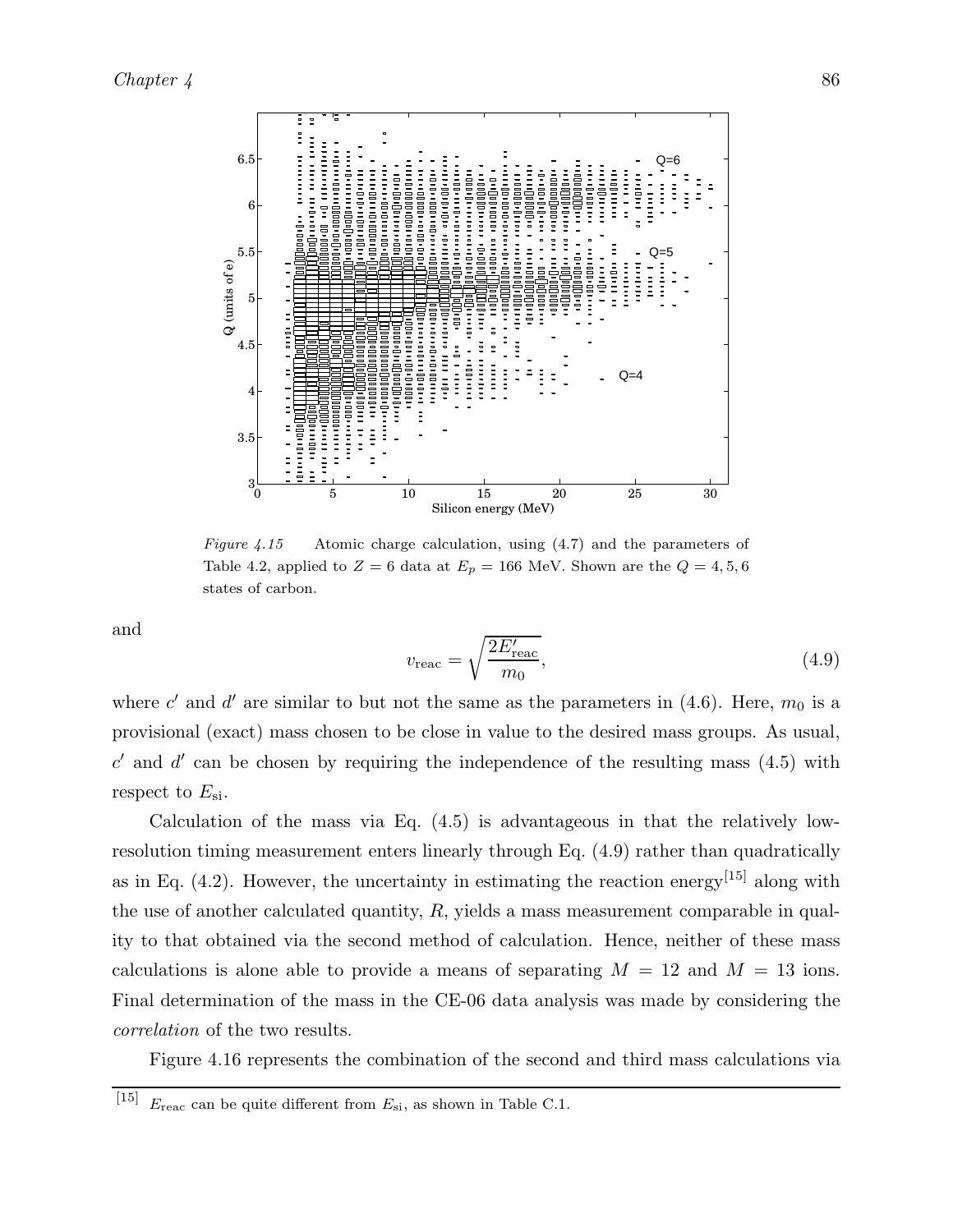*Figure 4.15* Atomic charge calculation, using (4.7) and the parameters of Table 4.2, applied to $Z = 6$ data at $E_p = 166$ MeV. Shown are the $Q = 4, 5, 6$ states of carbon.

and

$$v_{\mathrm{reac}} = \sqrt{\frac{2E'_{\mathrm{reac}}}{m_0}}, \tag{4.9}$$

where $c'$ and $d'$ are similar to but not the same as the parameters in (4.6). Here, $m_0$ is a provisional (exact) mass chosen to be close in value to the desired mass groups. As usual, $c'$ and $d'$ can be chosen by requiring the independence of the resulting mass (4.5) with respect to $E_{\mathrm{si}}$.

Calculation of the mass via Eq. (4.5) is advantageous in that the relatively low-resolution timing measurement enters linearly through Eq. (4.9) rather than quadratically as in Eq. (4.2). However, the uncertainty in estimating the reaction energy[15] along with the use of another calculated quantity, $R$, yields a mass measurement comparable in quality to that obtained via the second method of calculation. Hence, neither of these mass calculations is alone able to provide a means of separating $M = 12$ and $M = 13$ ions. Final determination of the mass in the CE-06 data analysis was made by considering the *correlation* of the two results.

Figure 4.16 represents the combination of the second and third mass calculations via

[15] $E_{\mathrm{reac}}$ can be quite different from $E_{\mathrm{si}}$, as shown in Table C.1.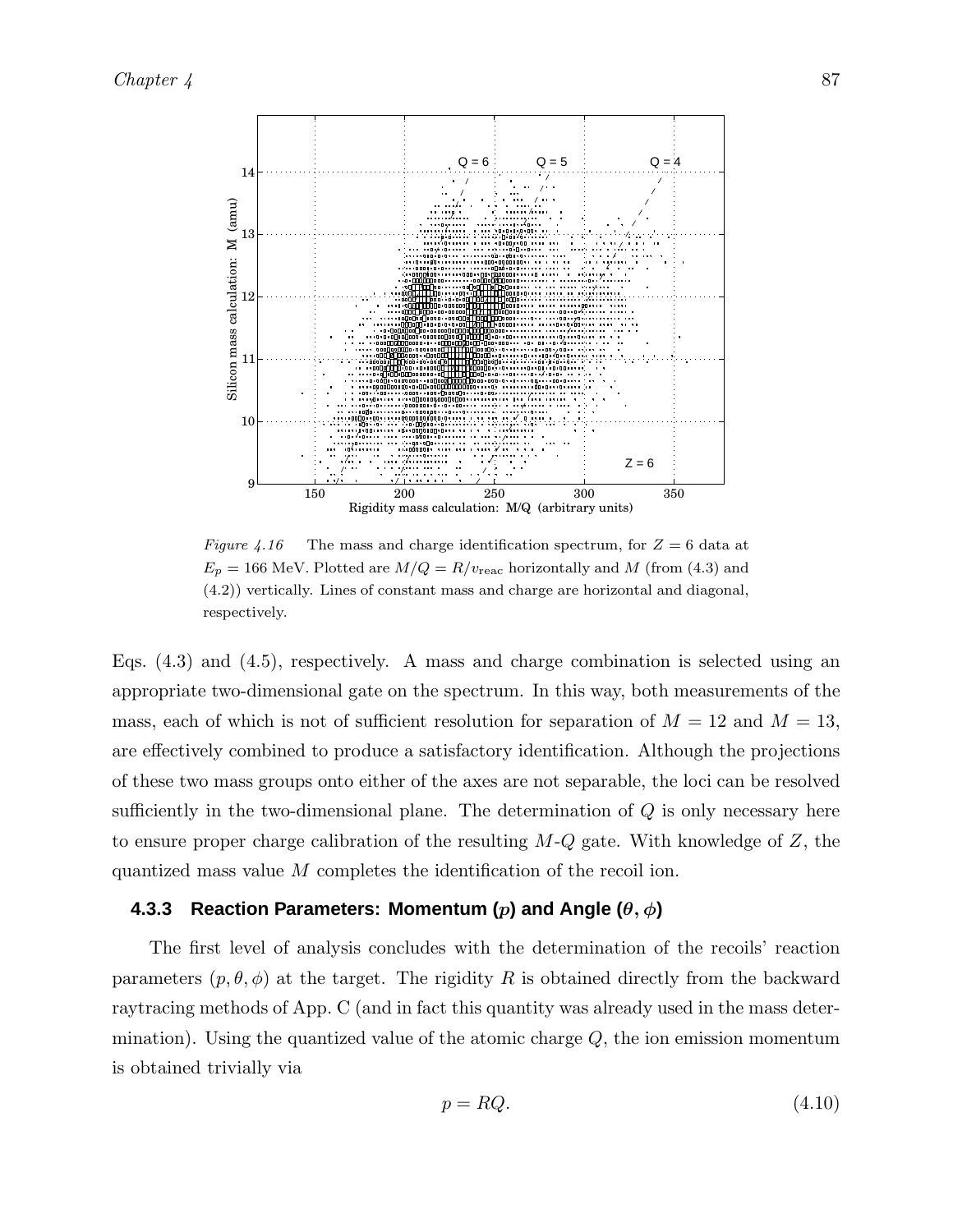*Figure 4.16* The mass and charge identification spectrum, for $Z = 6$ data at $E_p = 166$ MeV. Plotted are $M/Q = R/v_{\text{reac}}$ horizontally and $M$ (from (4.3) and (4.2)) vertically. Lines of constant mass and charge are horizontal and diagonal, respectively.

Eqs. (4.3) and (4.5), respectively. A mass and charge combination is selected using an appropriate two-dimensional gate on the spectrum. In this way, both measurements of the mass, each of which is not of sufficient resolution for separation of $M = 12$ and $M = 13$, are effectively combined to produce a satisfactory identification. Although the projections of these two mass groups onto either of the axes are not separable, the loci can be resolved sufficiently in the two-dimensional plane. The determination of $Q$ is only necessary here to ensure proper charge calibration of the resulting $M$-$Q$ gate. With knowledge of $Z$, the quantized mass value $M$ completes the identification of the recoil ion.

### 4.3.3 Reaction Parameters: Momentum ($p$) and Angle ($\theta, \phi$)

The first level of analysis concludes with the determination of the recoils' reaction parameters $(p, \theta, \phi)$ at the target. The rigidity $R$ is obtained directly from the backward raytracing methods of App. C (and in fact this quantity was already used in the mass determination). Using the quantized value of the atomic charge $Q$, the ion emission momentum is obtained trivially via

$$p = RQ. \tag{4.10}$$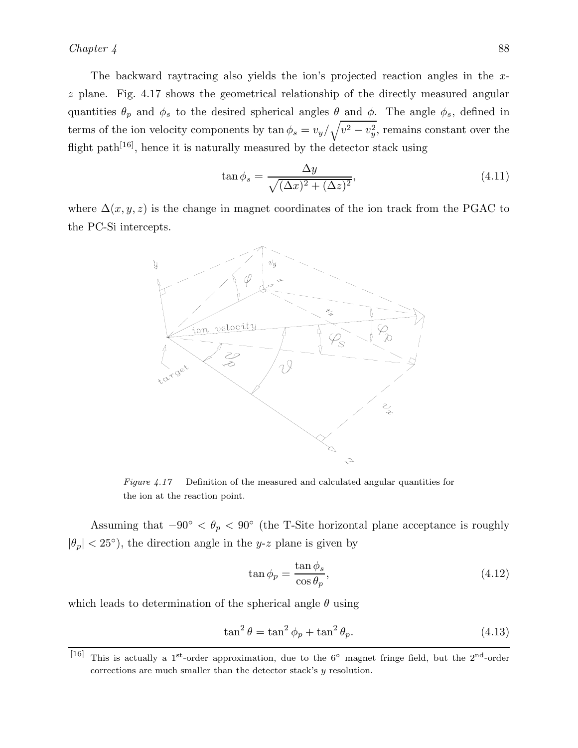The backward raytracing also yields the ion's projected reaction angles in the $x$-$z$ plane. Fig. 4.17 shows the geometrical relationship of the directly measured angular quantities $\theta_p$ and $\phi_s$ to the desired spherical angles $\theta$ and $\phi$. The angle $\phi_s$, defined in terms of the ion velocity components by $\tan\phi_s = v_y/\sqrt{v^2 - v_y^2}$, remains constant over the flight path[16], hence it is naturally measured by the detector stack using

$$\tan\phi_s = \frac{\Delta y}{\sqrt{(\Delta x)^2 + (\Delta z)^2}}, \tag{4.11}$$

where $\Delta(x, y, z)$ is the change in magnet coordinates of the ion track from the PGAC to the PC-Si intercepts.

*Figure 4.17* Definition of the measured and calculated angular quantities for the ion at the reaction point.

Assuming that $-90^\circ < \theta_p < 90^\circ$ (the T-Site horizontal plane acceptance is roughly $|\theta_p| < 25^\circ$), the direction angle in the $y$-$z$ plane is given by

$$\tan\phi_p = \frac{\tan\phi_s}{\cos\theta_p}, \tag{4.12}$$

which leads to determination of the spherical angle $\theta$ using

$$\tan^2\theta = \tan^2\phi_p + \tan^2\theta_p. \tag{4.13}$$

---

[16] This is actually a 1st-order approximation, due to the 6° magnet fringe field, but the 2nd-order corrections are much smaller than the detector stack's $y$ resolution.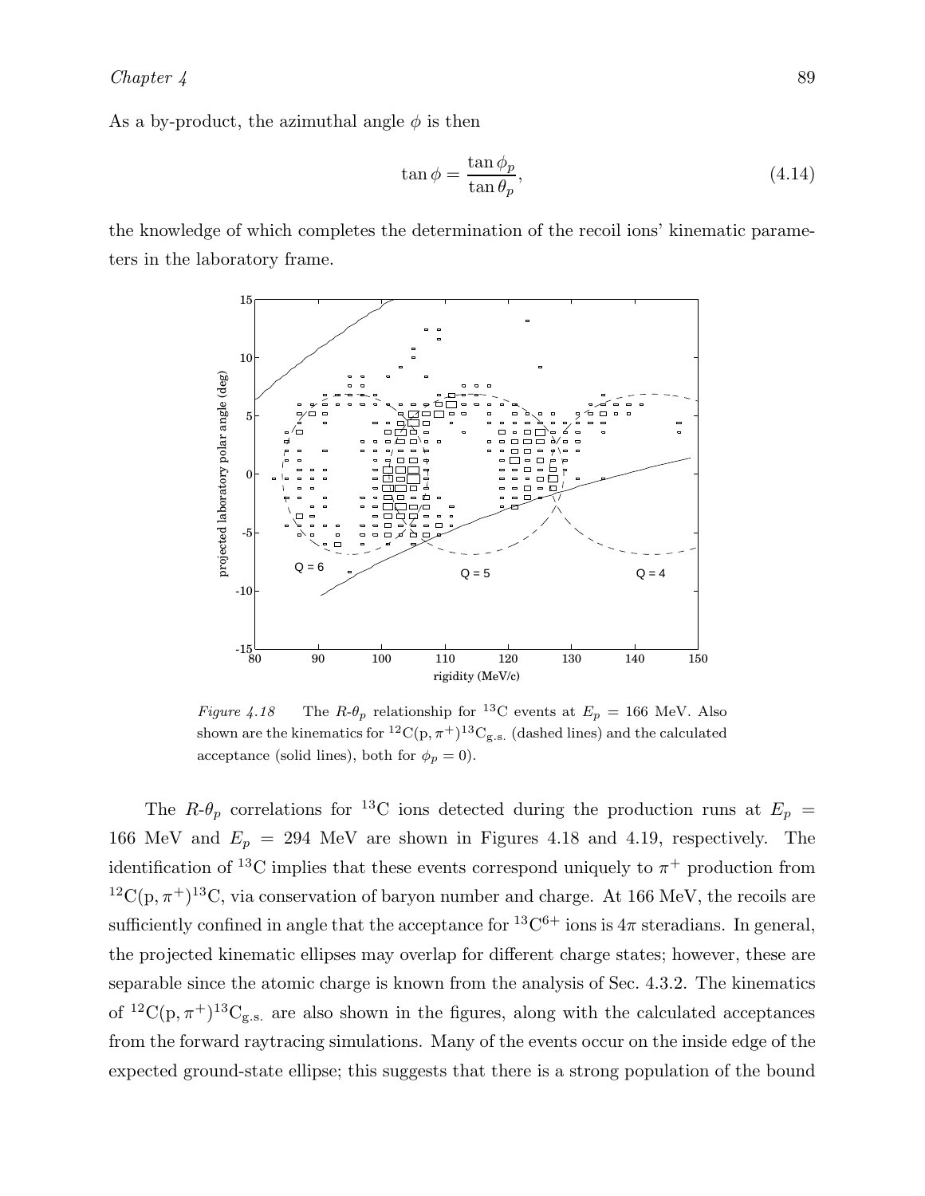As a by-product, the azimuthal angle $\phi$ is then

$$\tan \phi = \frac{\tan \phi_p}{\tan \theta_p}, \tag{4.14}$$

the knowledge of which completes the determination of the recoil ions' kinematic parameters in the laboratory frame.

*Figure 4.18* The $R$-$\theta_p$ relationship for $^{13}C$ events at $E_p = 166$ MeV. Also shown are the kinematics for $^{12}C(p, \pi^+)^{13}C_{g.s.}$ (dashed lines) and the calculated acceptance (solid lines), both for $\phi_p = 0$).

The $R$-$\theta_p$ correlations for $^{13}C$ ions detected during the production runs at $E_p = 166$ MeV and $E_p = 294$ MeV are shown in Figures 4.18 and 4.19, respectively. The identification of $^{13}C$ implies that these events correspond uniquely to $\pi^+$ production from $^{12}C(p, \pi^+)^{13}C$, via conservation of baryon number and charge. At 166 MeV, the recoils are sufficiently confined in angle that the acceptance for $^{13}C^{6+}$ ions is $4\pi$ steradians. In general, the projected kinematic ellipses may overlap for different charge states; however, these are separable since the atomic charge is known from the analysis of Sec. 4.3.2. The kinematics of $^{12}C(p, \pi^+)^{13}C_{g.s.}$ are also shown in the figures, along with the calculated acceptances from the forward raytracing simulations. Many of the events occur on the inside edge of the expected ground-state ellipse; this suggests that there is a strong population of the bound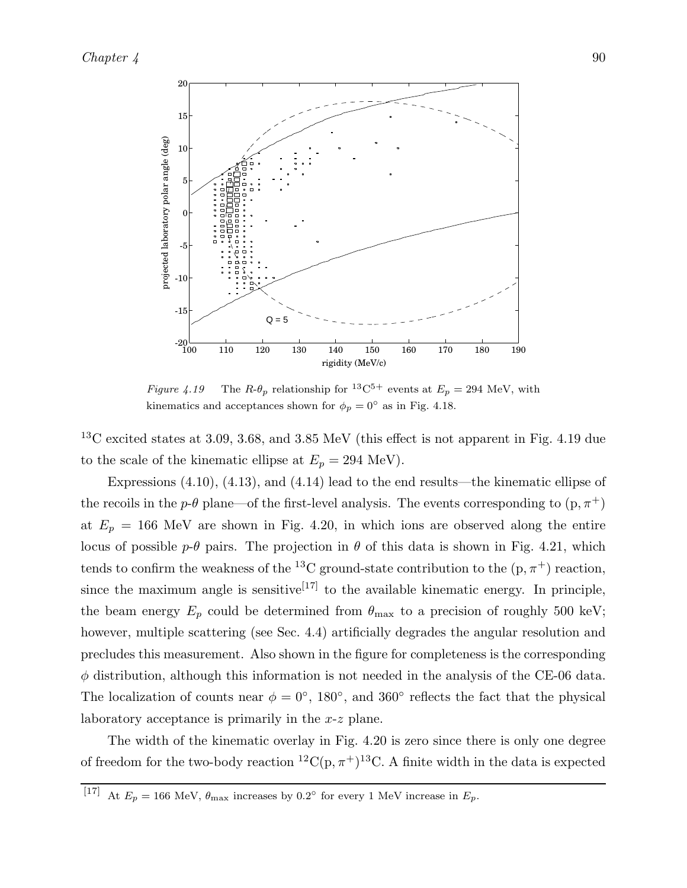*Figure 4.19* The $R$-$\theta_p$ relationship for $^{13}C^{5+}$ events at $E_p = 294$ MeV, with kinematics and acceptances shown for $\phi_p = 0°$ as in Fig. 4.18.

$^{13}C$ excited states at 3.09, 3.68, and 3.85 MeV (this effect is not apparent in Fig. 4.19 due to the scale of the kinematic ellipse at $E_p = 294$ MeV).

Expressions (4.10), (4.13), and (4.14) lead to the end results—the kinematic ellipse of the recoils in the $p$-$\theta$ plane—of the first-level analysis. The events corresponding to $(p, \pi^+)$ at $E_p = 166$ MeV are shown in Fig. 4.20, in which ions are observed along the entire locus of possible $p$-$\theta$ pairs. The projection in $\theta$ of this data is shown in Fig. 4.21, which tends to confirm the weakness of the $^{13}C$ ground-state contribution to the $(p, \pi^+)$ reaction, since the maximum angle is sensitive[17] to the available kinematic energy. In principle, the beam energy $E_p$ could be determined from $\theta_{\max}$ to a precision of roughly 500 keV; however, multiple scattering (see Sec. 4.4) artificially degrades the angular resolution and precludes this measurement. Also shown in the figure for completeness is the corresponding $\phi$ distribution, although this information is not needed in the analysis of the CE-06 data. The localization of counts near $\phi = 0°$, $180°$, and $360°$ reflects the fact that the physical laboratory acceptance is primarily in the $x$-$z$ plane.

The width of the kinematic overlay in Fig. 4.20 is zero since there is only one degree of freedom for the two-body reaction $^{12}C(p, \pi^+)^{13}C$. A finite width in the data is expected

---

[17] At $E_p = 166$ MeV, $\theta_{\max}$ increases by $0.2°$ for every 1 MeV increase in $E_p$.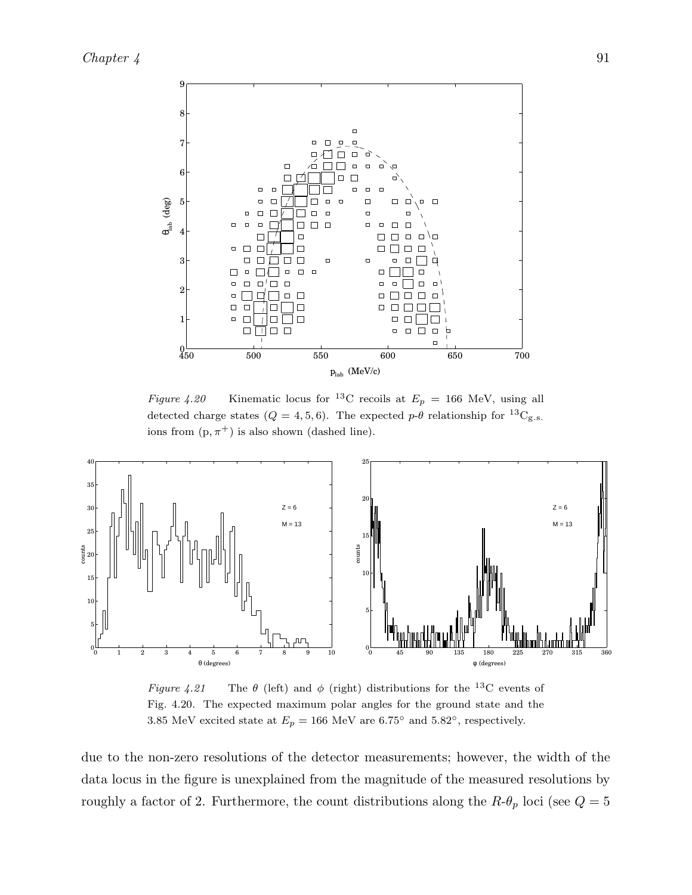*Figure 4.20* Kinematic locus for $^{13}$C recoils at $E_p$ = 166 MeV, using all detected charge states ($Q = 4, 5, 6$). The expected $p$-$\theta$ relationship for $^{13}\mathrm{C}_{\mathrm{g.s.}}$ ions from $(\mathrm{p}, \pi^+)$ is also shown (dashed line).

*Figure 4.21* The $\theta$ (left) and $\phi$ (right) distributions for the $^{13}$C events of Fig. 4.20. The expected maximum polar angles for the ground state and the 3.85 MeV excited state at $E_p = 166$ MeV are 6.75° and 5.82°, respectively.

due to the non-zero resolutions of the detector measurements; however, the width of the data locus in the figure is unexplained from the magnitude of the measured resolutions by roughly a factor of 2. Furthermore, the count distributions along the $R$-$\theta_p$ loci (see $Q = 5$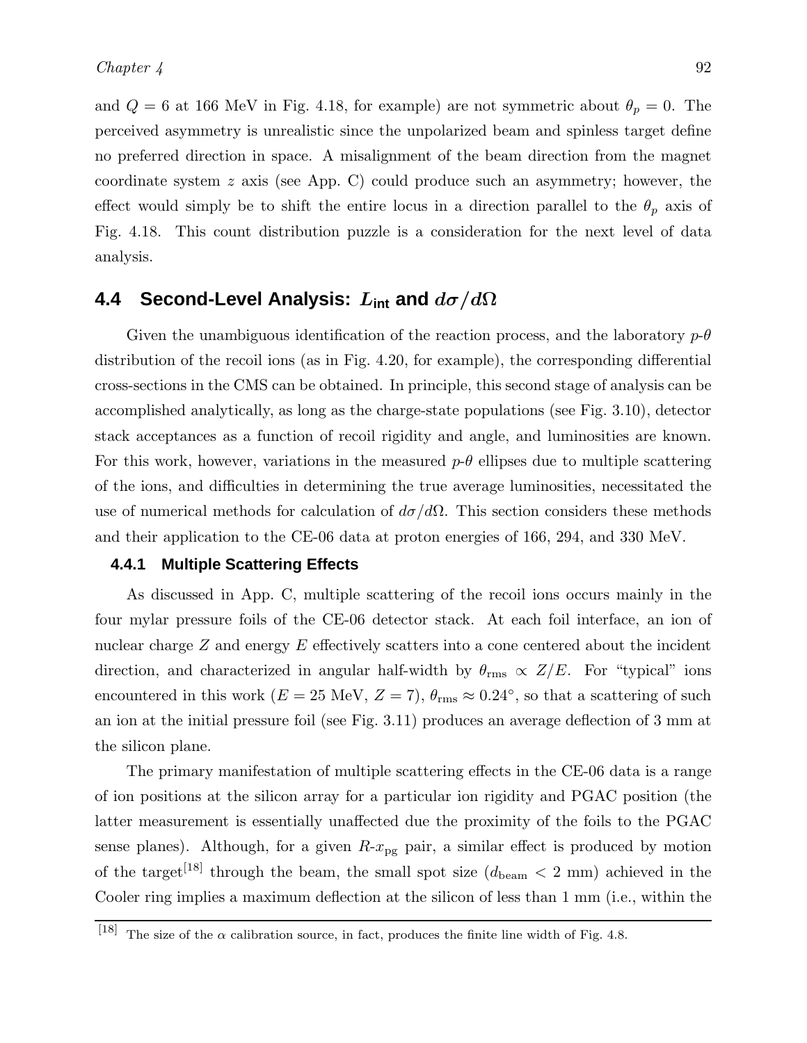and $Q = 6$ at 166 MeV in Fig. 4.18, for example) are not symmetric about $\theta_p = 0$. The perceived asymmetry is unrealistic since the unpolarized beam and spinless target define no preferred direction in space. A misalignment of the beam direction from the magnet coordinate system $z$ axis (see App. C) could produce such an asymmetry; however, the effect would simply be to shift the entire locus in a direction parallel to the $\theta_p$ axis of Fig. 4.18. This count distribution puzzle is a consideration for the next level of data analysis.

## 4.4 Second-Level Analysis: $L_{\text{int}}$ and $d\sigma/d\Omega$

Given the unambiguous identification of the reaction process, and the laboratory $p$-$\theta$ distribution of the recoil ions (as in Fig. 4.20, for example), the corresponding differential cross-sections in the CMS can be obtained. In principle, this second stage of analysis can be accomplished analytically, as long as the charge-state populations (see Fig. 3.10), detector stack acceptances as a function of recoil rigidity and angle, and luminosities are known. For this work, however, variations in the measured $p$-$\theta$ ellipses due to multiple scattering of the ions, and difficulties in determining the true average luminosities, necessitated the use of numerical methods for calculation of $d\sigma/d\Omega$. This section considers these methods and their application to the CE-06 data at proton energies of 166, 294, and 330 MeV.

### 4.4.1 Multiple Scattering Effects

As discussed in App. C, multiple scattering of the recoil ions occurs mainly in the four mylar pressure foils of the CE-06 detector stack. At each foil interface, an ion of nuclear charge $Z$ and energy $E$ effectively scatters into a cone centered about the incident direction, and characterized in angular half-width by $\theta_{\text{rms}} \propto Z/E$. For "typical" ions encountered in this work ($E = 25$ MeV, $Z = 7$), $\theta_{\text{rms}} \approx 0.24^\circ$, so that a scattering of such an ion at the initial pressure foil (see Fig. 3.11) produces an average deflection of 3 mm at the silicon plane.

The primary manifestation of multiple scattering effects in the CE-06 data is a range of ion positions at the silicon array for a particular ion rigidity and PGAC position (the latter measurement is essentially unaffected due the proximity of the foils to the PGAC sense planes). Although, for a given $R$-$x_{\text{pg}}$ pair, a similar effect is produced by motion of the target[18] through the beam, the small spot size ($d_{\text{beam}} < 2$ mm) achieved in the Cooler ring implies a maximum deflection at the silicon of less than 1 mm (i.e., within the

---

[18] The size of the $\alpha$ calibration source, in fact, produces the finite line width of Fig. 4.8.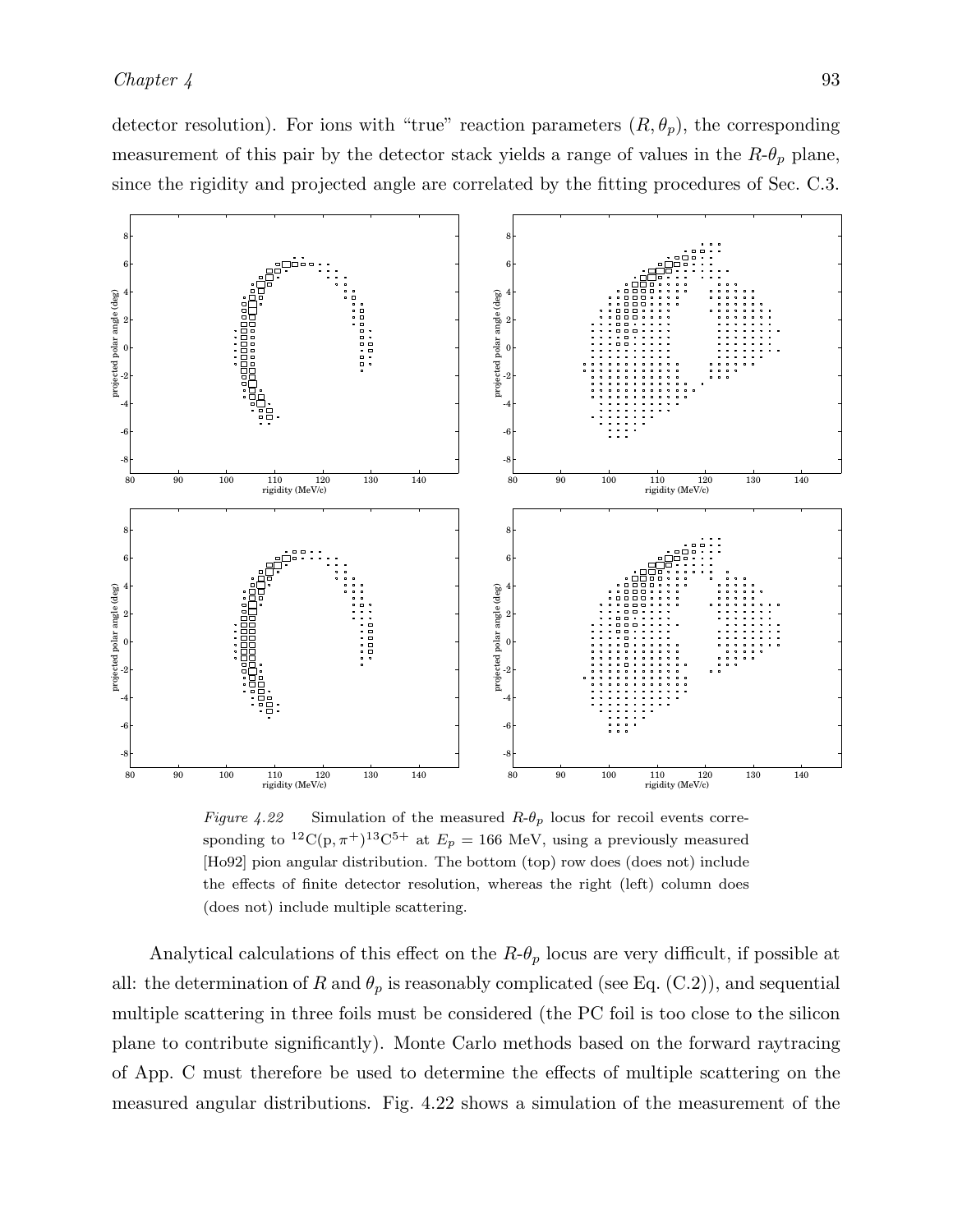detector resolution). For ions with "true" reaction parameters $(R, \theta_p)$, the corresponding measurement of this pair by the detector stack yields a range of values in the $R$-$\theta_p$ plane, since the rigidity and projected angle are correlated by the fitting procedures of Sec. C.3.

*Figure 4.22* Simulation of the measured $R$-$\theta_p$ locus for recoil events corresponding to $^{12}C(p,\pi^+)^{13}C^{5+}$ at $E_p = 166$ MeV, using a previously measured [Ho92] pion angular distribution. The bottom (top) row does (does not) include the effects of finite detector resolution, whereas the right (left) column does (does not) include multiple scattering.

Analytical calculations of this effect on the $R$-$\theta_p$ locus are very difficult, if possible at all: the determination of $R$ and $\theta_p$ is reasonably complicated (see Eq. (C.2)), and sequential multiple scattering in three foils must be considered (the PC foil is too close to the silicon plane to contribute significantly). Monte Carlo methods based on the forward raytracing of App. C must therefore be used to determine the effects of multiple scattering on the measured angular distributions. Fig. 4.22 shows a simulation of the measurement of the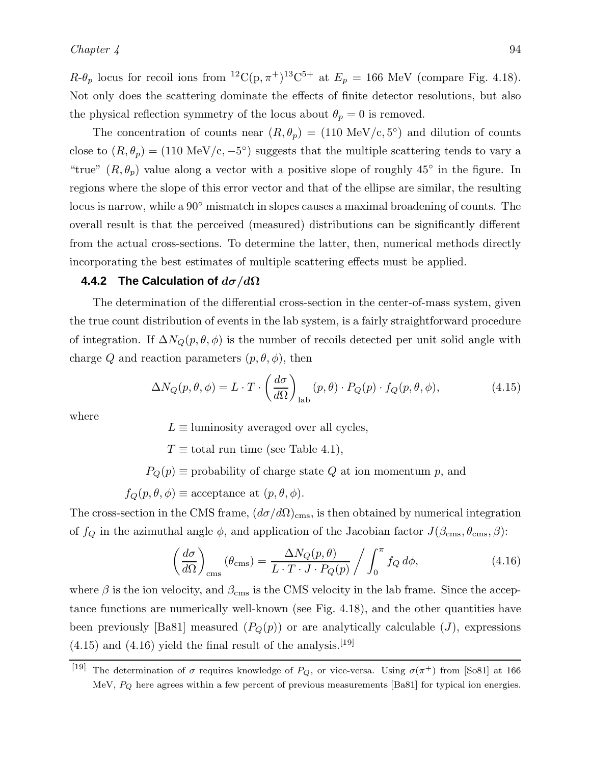$R$-$\theta_p$ locus for recoil ions from $^{12}\mathrm{C}(\mathrm{p},\pi^+)^{13}\mathrm{C}^{5+}$ at $E_p = 166$ MeV (compare Fig. 4.18). Not only does the scattering dominate the effects of finite detector resolutions, but also the physical reflection symmetry of the locus about $\theta_p = 0$ is removed.

The concentration of counts near $(R, \theta_p) = (110\ \mathrm{MeV/c}, 5^\circ)$ and dilution of counts close to $(R, \theta_p) = (110\ \mathrm{MeV/c}, -5^\circ)$ suggests that the multiple scattering tends to vary a "true" $(R, \theta_p)$ value along a vector with a positive slope of roughly $45^\circ$ in the figure. In regions where the slope of this error vector and that of the ellipse are similar, the resulting locus is narrow, while a $90^\circ$ mismatch in slopes causes a maximal broadening of counts. The overall result is that the perceived (measured) distributions can be significantly different from the actual cross-sections. To determine the latter, then, numerical methods directly incorporating the best estimates of multiple scattering effects must be applied.

### 4.4.2 The Calculation of $d\sigma/d\Omega$

The determination of the differential cross-section in the center-of-mass system, given the true count distribution of events in the lab system, is a fairly straightforward procedure of integration. If $\Delta N_Q(p, \theta, \phi)$ is the number of recoils detected per unit solid angle with charge $Q$ and reaction parameters $(p, \theta, \phi)$, then

$$\Delta N_Q(p, \theta, \phi) = L \cdot T \cdot \left(\frac{d\sigma}{d\Omega}\right)_{\mathrm{lab}} (p, \theta) \cdot P_Q(p) \cdot f_Q(p, \theta, \phi), \tag{4.15}$$

where

$L \equiv$ luminosity averaged over all cycles,

$T \equiv$ total run time (see Table 4.1),

$P_Q(p) \equiv$ probability of charge state $Q$ at ion momentum $p$, and

$f_Q(p, \theta, \phi) \equiv$ acceptance at $(p, \theta, \phi)$.

The cross-section in the CMS frame, $(d\sigma/d\Omega)_{\mathrm{cms}}$, is then obtained by numerical integration of $f_Q$ in the azimuthal angle $\phi$, and application of the Jacobian factor $J(\beta_{\mathrm{cms}}, \theta_{\mathrm{cms}}, \beta)$:

$$\left(\frac{d\sigma}{d\Omega}\right)_{\mathrm{cms}} (\theta_{\mathrm{cms}}) = \frac{\Delta N_Q(p, \theta)}{L \cdot T \cdot J \cdot P_Q(p)} \Bigg/ \int_0^{\pi} f_Q \, d\phi, \tag{4.16}$$

where $\beta$ is the ion velocity, and $\beta_{\mathrm{cms}}$ is the CMS velocity in the lab frame. Since the acceptance functions are numerically well-known (see Fig. 4.18), and the other quantities have been previously [Ba81] measured ($P_Q(p)$) or are analytically calculable ($J$), expressions (4.15) and (4.16) yield the final result of the analysis.[19]

---

[19] The determination of $\sigma$ requires knowledge of $P_Q$, or vice-versa. Using $\sigma(\pi^+)$ from [So81] at 166 MeV, $P_Q$ here agrees within a few percent of previous measurements [Ba81] for typical ion energies.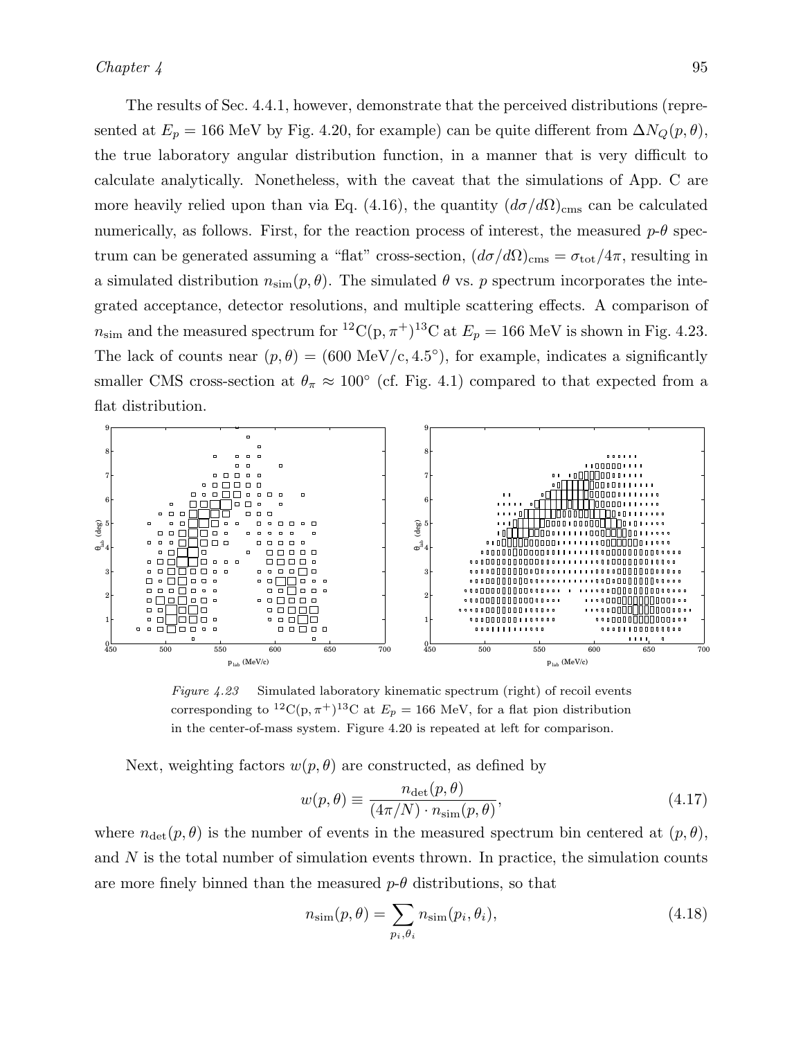The results of Sec. 4.4.1, however, demonstrate that the perceived distributions (represented at $E_p = 166$ MeV by Fig. 4.20, for example) can be quite different from $\Delta N_Q(p, \theta)$, the true laboratory angular distribution function, in a manner that is very difficult to calculate analytically. Nonetheless, with the caveat that the simulations of App. C are more heavily relied upon than via Eq. (4.16), the quantity $(d\sigma/d\Omega)_{\rm cms}$ can be calculated numerically, as follows. First, for the reaction process of interest, the measured $p$-$\theta$ spectrum can be generated assuming a "flat" cross-section, $(d\sigma/d\Omega)_{\rm cms} = \sigma_{\rm tot}/4\pi$, resulting in a simulated distribution $n_{\rm sim}(p, \theta)$. The simulated $\theta$ vs. $p$ spectrum incorporates the integrated acceptance, detector resolutions, and multiple scattering effects. A comparison of $n_{\rm sim}$ and the measured spectrum for $^{12}$C(p, $\pi^+$)$^{13}$C at $E_p = 166$ MeV is shown in Fig. 4.23. The lack of counts near $(p, \theta) = (600$ MeV/c, $4.5°)$, for example, indicates a significantly smaller CMS cross-section at $\theta_\pi \approx 100°$ (cf. Fig. 4.1) compared to that expected from a flat distribution.

*Figure 4.23* Simulated laboratory kinematic spectrum (right) of recoil events corresponding to $^{12}$C(p, $\pi^+$)$^{13}$C at $E_p = 166$ MeV, for a flat pion distribution in the center-of-mass system. Figure 4.20 is repeated at left for comparison.

Next, weighting factors $w(p, \theta)$ are constructed, as defined by

$$w(p, \theta) \equiv \frac{n_{\rm det}(p, \theta)}{(4\pi/N) \cdot n_{\rm sim}(p, \theta)}, \tag{4.17}$$

where $n_{\rm det}(p, \theta)$ is the number of events in the measured spectrum bin centered at $(p, \theta)$, and $N$ is the total number of simulation events thrown. In practice, the simulation counts are more finely binned than the measured $p$-$\theta$ distributions, so that

$$n_{\rm sim}(p, \theta) = \sum_{p_i, \theta_i} n_{\rm sim}(p_i, \theta_i), \tag{4.18}$$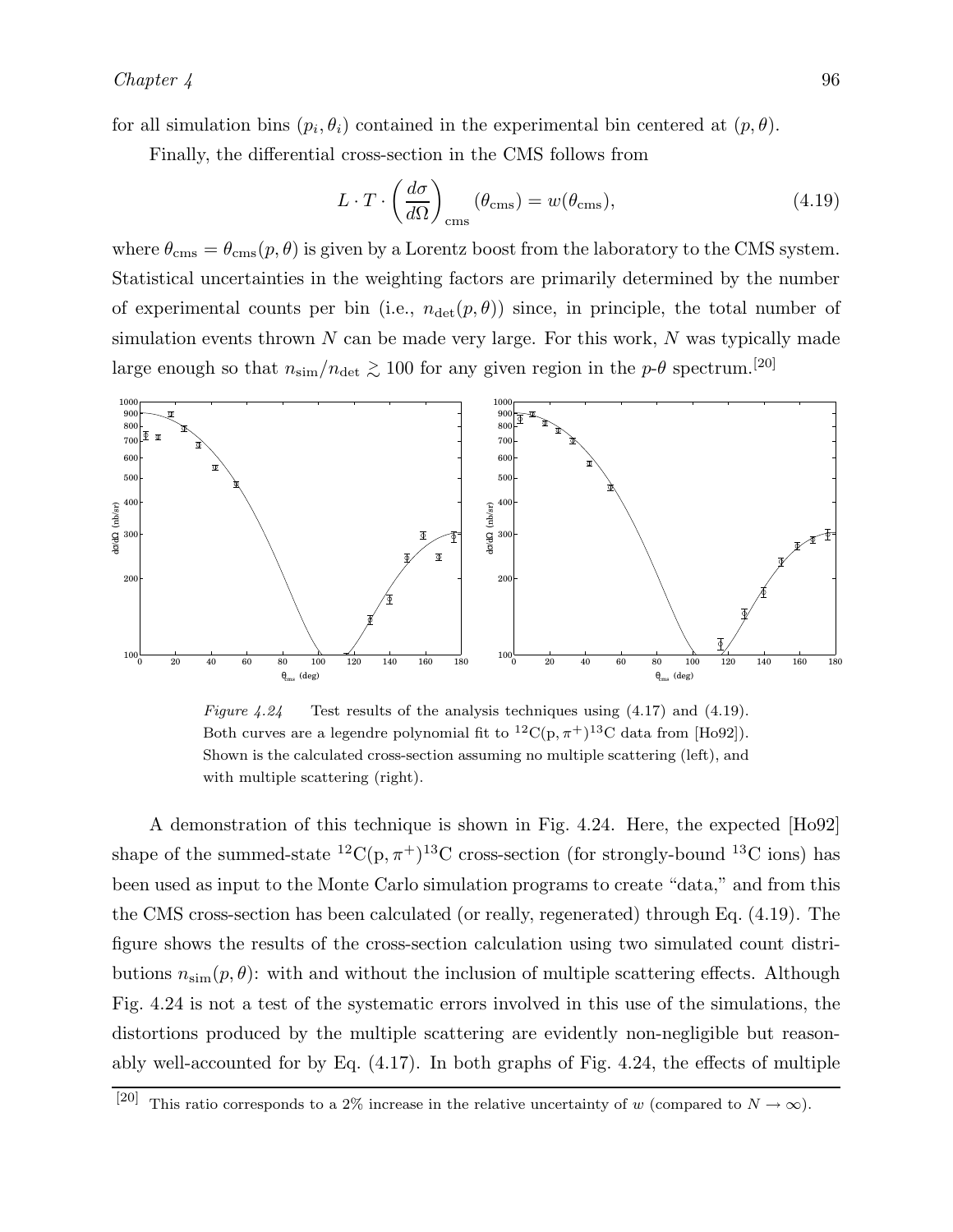for all simulation bins $(p_i, \theta_i)$ contained in the experimental bin centered at $(p, \theta)$.

Finally, the differential cross-section in the CMS follows from

$$L \cdot T \cdot \left(\frac{d\sigma}{d\Omega}\right)_{\text{cms}} (\theta_{\text{cms}}) = w(\theta_{\text{cms}}), \tag{4.19}$$

where $\theta_{\text{cms}} = \theta_{\text{cms}}(p, \theta)$ is given by a Lorentz boost from the laboratory to the CMS system. Statistical uncertainties in the weighting factors are primarily determined by the number of experimental counts per bin (i.e., $n_{\text{det}}(p, \theta)$) since, in principle, the total number of simulation events thrown $N$ can be made very large. For this work, $N$ was typically made large enough so that $n_{\text{sim}}/n_{\text{det}} \gtrsim 100$ for any given region in the $p$-$\theta$ spectrum.[20]

*Figure 4.24* Test results of the analysis techniques using (4.17) and (4.19). Both curves are a legendre polynomial fit to $^{12}$C(p, $\pi^+$)$^{13}$C data from [Ho92]). Shown is the calculated cross-section assuming no multiple scattering (left), and with multiple scattering (right).

A demonstration of this technique is shown in Fig. 4.24. Here, the expected [Ho92] shape of the summed-state $^{12}$C(p, $\pi^+$)$^{13}$C cross-section (for strongly-bound $^{13}$C ions) has been used as input to the Monte Carlo simulation programs to create "data," and from this the CMS cross-section has been calculated (or really, regenerated) through Eq. (4.19). The figure shows the results of the cross-section calculation using two simulated count distributions $n_{\text{sim}}(p, \theta)$: with and without the inclusion of multiple scattering effects. Although Fig. 4.24 is not a test of the systematic errors involved in this use of the simulations, the distortions produced by the multiple scattering are evidently non-negligible but reasonably well-accounted for by Eq. (4.17). In both graphs of Fig. 4.24, the effects of multiple

[20] This ratio corresponds to a 2% increase in the relative uncertainty of $w$ (compared to $N \to \infty$).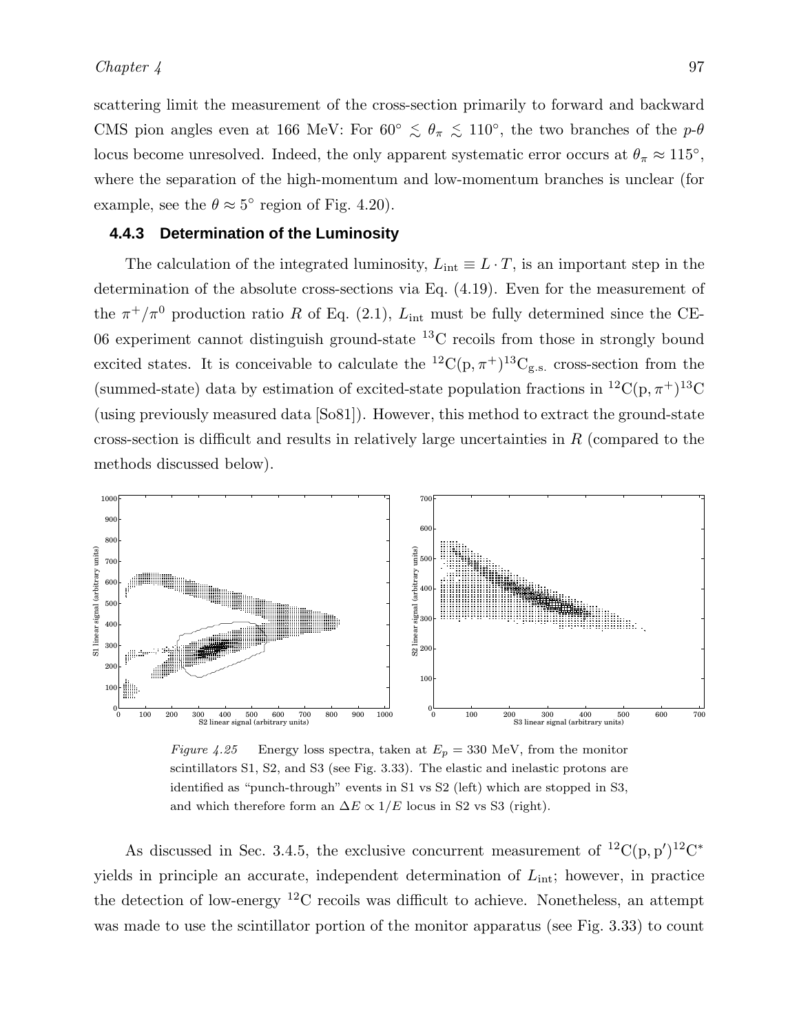scattering limit the measurement of the cross-section primarily to forward and backward CMS pion angles even at 166 MeV: For $60^\circ \lesssim \theta_\pi \lesssim 110^\circ$, the two branches of the $p$-$\theta$ locus become unresolved. Indeed, the only apparent systematic error occurs at $\theta_\pi \approx 115^\circ$, where the separation of the high-momentum and low-momentum branches is unclear (for example, see the $\theta \approx 5^\circ$ region of Fig. 4.20).

### 4.4.3 Determination of the Luminosity

The calculation of the integrated luminosity, $L_{\rm int} \equiv L \cdot T$, is an important step in the determination of the absolute cross-sections via Eq. (4.19). Even for the measurement of the $\pi^+/\pi^0$ production ratio $R$ of Eq. (2.1), $L_{\rm int}$ must be fully determined since the CE-06 experiment cannot distinguish ground-state $^{13}$C recoils from those in strongly bound excited states. It is conceivable to calculate the $^{12}{\rm C}({\rm p}, \pi^+)^{13}{\rm C}_{\rm g.s.}$ cross-section from the (summed-state) data by estimation of excited-state population fractions in $^{12}{\rm C}({\rm p}, \pi^+)^{13}{\rm C}$ (using previously measured data [So81]). However, this method to extract the ground-state cross-section is difficult and results in relatively large uncertainties in $R$ (compared to the methods discussed below).

*Figure 4.25* Energy loss spectra, taken at $E_p = 330$ MeV, from the monitor scintillators S1, S2, and S3 (see Fig. 3.33). The elastic and inelastic protons are identified as "punch-through" events in S1 vs S2 (left) which are stopped in S3, and which therefore form an $\Delta E \propto 1/E$ locus in S2 vs S3 (right).

As discussed in Sec. 3.4.5, the exclusive concurrent measurement of $^{12}{\rm C}({\rm p}, {\rm p}')^{12}{\rm C}^*$ yields in principle an accurate, independent determination of $L_{\rm int}$; however, in practice the detection of low-energy $^{12}$C recoils was difficult to achieve. Nonetheless, an attempt was made to use the scintillator portion of the monitor apparatus (see Fig. 3.33) to count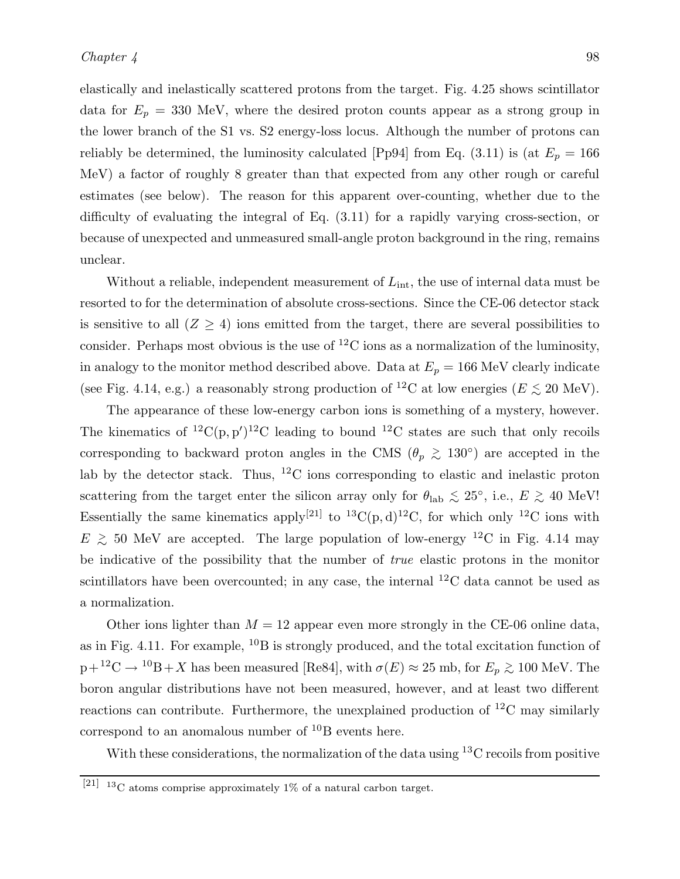elastically and inelastically scattered protons from the target. Fig. 4.25 shows scintillator data for $E_p = 330$ MeV, where the desired proton counts appear as a strong group in the lower branch of the S1 vs. S2 energy-loss locus. Although the number of protons can reliably be determined, the luminosity calculated [Pp94] from Eq. (3.11) is (at $E_p = 166$ MeV) a factor of roughly 8 greater than that expected from any other rough or careful estimates (see below). The reason for this apparent over-counting, whether due to the difficulty of evaluating the integral of Eq. (3.11) for a rapidly varying cross-section, or because of unexpected and unmeasured small-angle proton background in the ring, remains unclear.

Without a reliable, independent measurement of $L_{\text{int}}$, the use of internal data must be resorted to for the determination of absolute cross-sections. Since the CE-06 detector stack is sensitive to all ($Z \geq 4$) ions emitted from the target, there are several possibilities to consider. Perhaps most obvious is the use of $^{12}$C ions as a normalization of the luminosity, in analogy to the monitor method described above. Data at $E_p = 166$ MeV clearly indicate (see Fig. 4.14, e.g.) a reasonably strong production of $^{12}$C at low energies ($E \lesssim 20$ MeV).

The appearance of these low-energy carbon ions is something of a mystery, however. The kinematics of $^{12}\text{C}(\text{p},\text{p}')^{12}\text{C}$ leading to bound $^{12}$C states are such that only recoils corresponding to backward proton angles in the CMS ($\theta_p \gtrsim 130°$) are accepted in the lab by the detector stack. Thus, $^{12}$C ions corresponding to elastic and inelastic proton scattering from the target enter the silicon array only for $\theta_{\text{lab}} \lesssim 25°$, i.e., $E \gtrsim 40$ MeV! Essentially the same kinematics apply[21] to $^{13}\text{C}(\text{p},\text{d})^{12}\text{C}$, for which only $^{12}$C ions with $E \gtrsim 50$ MeV are accepted. The large population of low-energy $^{12}$C in Fig. 4.14 may be indicative of the possibility that the number of *true* elastic protons in the monitor scintillators have been overcounted; in any case, the internal $^{12}$C data cannot be used as a normalization.

Other ions lighter than $M = 12$ appear even more strongly in the CE-06 online data, as in Fig. 4.11. For example, $^{10}$B is strongly produced, and the total excitation function of $\text{p} + {}^{12}\text{C} \to {}^{10}\text{B} + X$ has been measured [Re84], with $\sigma(E) \approx 25$ mb, for $E_p \gtrsim 100$ MeV. The boron angular distributions have not been measured, however, and at least two different reactions can contribute. Furthermore, the unexplained production of $^{12}$C may similarly correspond to an anomalous number of $^{10}$B events here.

With these considerations, the normalization of the data using $^{13}$C recoils from positive

[21] $^{13}$C atoms comprise approximately 1% of a natural carbon target.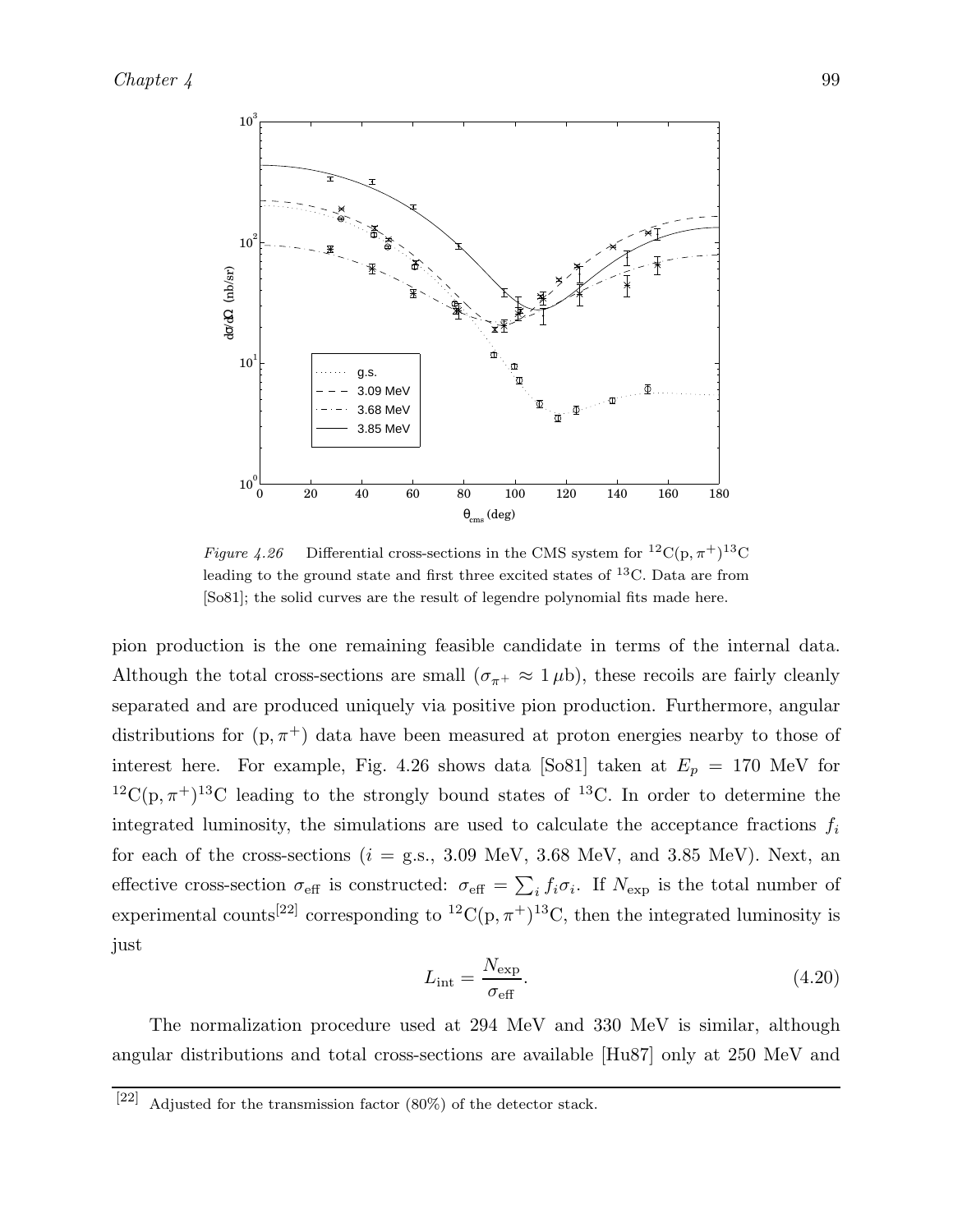*Figure 4.26* Differential cross-sections in the CMS system for $^{12}C(p, \pi^+)^{13}C$ leading to the ground state and first three excited states of $^{13}C$. Data are from [So81]; the solid curves are the result of legendre polynomial fits made here.

pion production is the one remaining feasible candidate in terms of the internal data. Although the total cross-sections are small ($\sigma_{\pi^+} \approx 1\,\mu$b), these recoils are fairly cleanly separated and are produced uniquely via positive pion production. Furthermore, angular distributions for $(p, \pi^+)$ data have been measured at proton energies nearby to those of interest here. For example, Fig. 4.26 shows data [So81] taken at $E_p = 170$ MeV for $^{12}C(p, \pi^+)^{13}C$ leading to the strongly bound states of $^{13}C$. In order to determine the integrated luminosity, the simulations are used to calculate the acceptance fractions $f_i$ for each of the cross-sections ($i$ = g.s., 3.09 MeV, 3.68 MeV, and 3.85 MeV). Next, an effective cross-section $\sigma_{\text{eff}}$ is constructed: $\sigma_{\text{eff}} = \sum_i f_i \sigma_i$. If $N_{\text{exp}}$ is the total number of experimental counts[22] corresponding to $^{12}C(p, \pi^+)^{13}C$, then the integrated luminosity is just

$$L_{\text{int}} = \frac{N_{\text{exp}}}{\sigma_{\text{eff}}}. \tag{4.20}$$

The normalization procedure used at 294 MeV and 330 MeV is similar, although angular distributions and total cross-sections are available [Hu87] only at 250 MeV and

[22] Adjusted for the transmission factor (80%) of the detector stack.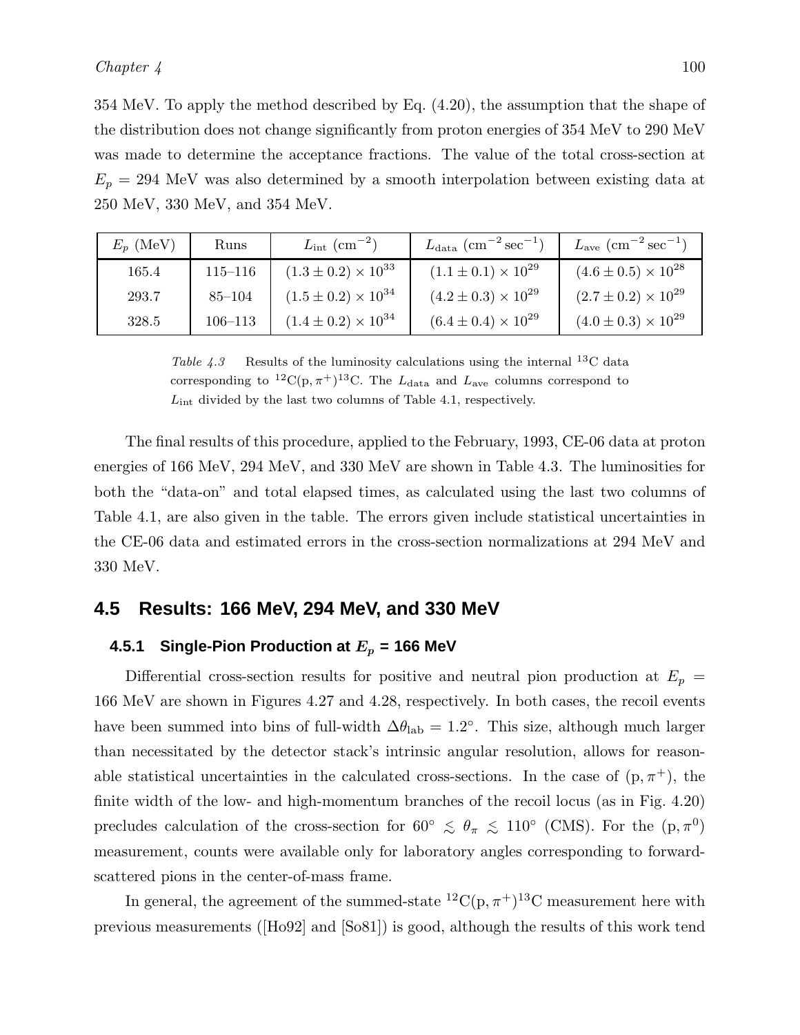354 MeV. To apply the method described by Eq. (4.20), the assumption that the shape of the distribution does not change significantly from proton energies of 354 MeV to 290 MeV was made to determine the acceptance fractions. The value of the total cross-section at $E_p = 294$ MeV was also determined by a smooth interpolation between existing data at 250 MeV, 330 MeV, and 354 MeV.

| $E_p$ (MeV) | Runs | $L_{\rm int}$ (cm$^{-2}$) | $L_{\rm data}$ (cm$^{-2}$ sec$^{-1}$) | $L_{\rm ave}$ (cm$^{-2}$ sec$^{-1}$) |
|---|---|---|---|---|
| 165.4 | 115–116 | $(1.3 \pm 0.2) \times 10^{33}$ | $(1.1 \pm 0.1) \times 10^{29}$ | $(4.6 \pm 0.5) \times 10^{28}$ |
| 293.7 | 85–104 | $(1.5 \pm 0.2) \times 10^{34}$ | $(4.2 \pm 0.3) \times 10^{29}$ | $(2.7 \pm 0.2) \times 10^{29}$ |
| 328.5 | 106–113 | $(1.4 \pm 0.2) \times 10^{34}$ | $(6.4 \pm 0.4) \times 10^{29}$ | $(4.0 \pm 0.3) \times 10^{29}$ |

*Table 4.3* Results of the luminosity calculations using the internal $^{13}$C data corresponding to $^{12}$C(p, $\pi^+$)$^{13}$C. The $L_{\rm data}$ and $L_{\rm ave}$ columns correspond to $L_{\rm int}$ divided by the last two columns of Table 4.1, respectively.

The final results of this procedure, applied to the February, 1993, CE-06 data at proton energies of 166 MeV, 294 MeV, and 330 MeV are shown in Table 4.3. The luminosities for both the "data-on" and total elapsed times, as calculated using the last two columns of Table 4.1, are also given in the table. The errors given include statistical uncertainties in the CE-06 data and estimated errors in the cross-section normalizations at 294 MeV and 330 MeV.

## 4.5 Results: 166 MeV, 294 MeV, and 330 MeV

### 4.5.1 Single-Pion Production at $E_p$ = 166 MeV

Differential cross-section results for positive and neutral pion production at $E_p$ = 166 MeV are shown in Figures 4.27 and 4.28, respectively. In both cases, the recoil events have been summed into bins of full-width $\Delta\theta_{\rm lab} = 1.2^\circ$. This size, although much larger than necessitated by the detector stack's intrinsic angular resolution, allows for reasonable statistical uncertainties in the calculated cross-sections. In the case of (p, $\pi^+$), the finite width of the low- and high-momentum branches of the recoil locus (as in Fig. 4.20) precludes calculation of the cross-section for $60^\circ \lesssim \theta_\pi \lesssim 110^\circ$ (CMS). For the (p, $\pi^0$) measurement, counts were available only for laboratory angles corresponding to forward-scattered pions in the center-of-mass frame.

In general, the agreement of the summed-state $^{12}$C(p, $\pi^+$)$^{13}$C measurement here with previous measurements ([Ho92] and [So81]) is good, although the results of this work tend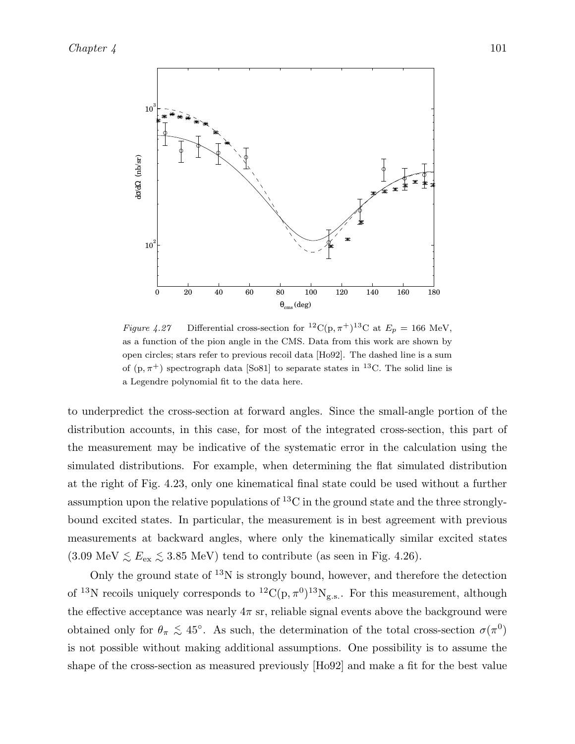*Figure 4.27* Differential cross-section for $^{12}C(p,\pi^+)^{13}C$ at $E_p = 166$ MeV, as a function of the pion angle in the CMS. Data from this work are shown by open circles; stars refer to previous recoil data [Ho92]. The dashed line is a sum of $(p,\pi^+)$ spectrograph data [So81] to separate states in $^{13}C$. The solid line is a Legendre polynomial fit to the data here.

to underpredict the cross-section at forward angles. Since the small-angle portion of the distribution accounts, in this case, for most of the integrated cross-section, this part of the measurement may be indicative of the systematic error in the calculation using the simulated distributions. For example, when determining the flat simulated distribution at the right of Fig. 4.23, only one kinematical final state could be used without a further assumption upon the relative populations of $^{13}C$ in the ground state and the three strongly-bound excited states. In particular, the measurement is in best agreement with previous measurements at backward angles, where only the kinematically similar excited states ($3.09 \text{ MeV} \lesssim E_{\text{ex}} \lesssim 3.85 \text{ MeV}$) tend to contribute (as seen in Fig. 4.26).

Only the ground state of $^{13}N$ is strongly bound, however, and therefore the detection of $^{13}N$ recoils uniquely corresponds to $^{12}C(p,\pi^0)^{13}N_{\text{g.s.}}$. For this measurement, although the effective acceptance was nearly $4\pi$ sr, reliable signal events above the background were obtained only for $\theta_\pi \lesssim 45°$. As such, the determination of the total cross-section $\sigma(\pi^0)$ is not possible without making additional assumptions. One possibility is to assume the shape of the cross-section as measured previously [Ho92] and make a fit for the best value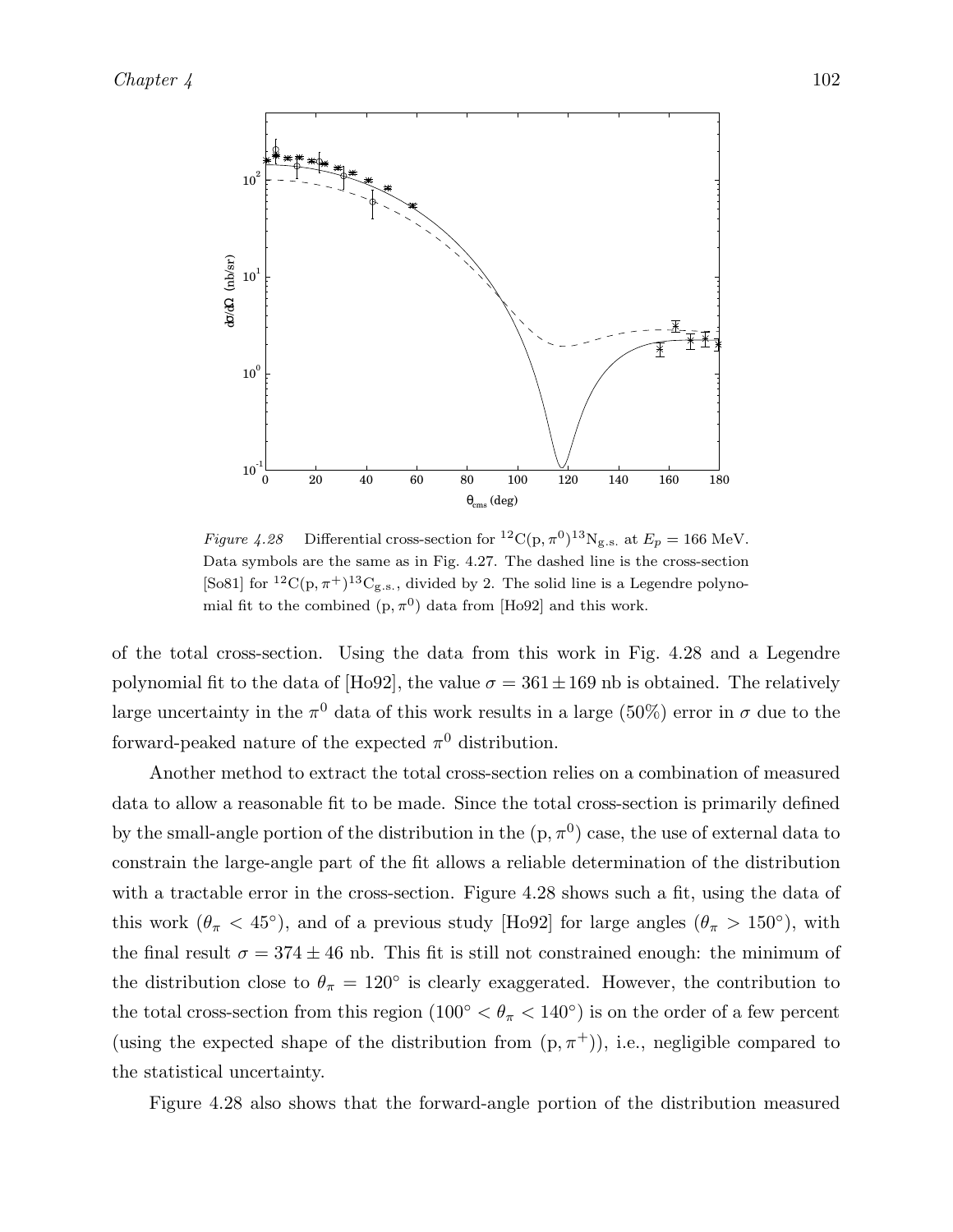*Figure 4.28* Differential cross-section for $^{12}C(p, \pi^0)^{13}N_{g.s.}$ at $E_p = 166$ MeV. Data symbols are the same as in Fig. 4.27. The dashed line is the cross-section [So81] for $^{12}C(p, \pi^+)^{13}C_{g.s.}$, divided by 2. The solid line is a Legendre polynomial fit to the combined $(p, \pi^0)$ data from [Ho92] and this work.

of the total cross-section. Using the data from this work in Fig. 4.28 and a Legendre polynomial fit to the data of [Ho92], the value $\sigma = 361 \pm 169$ nb is obtained. The relatively large uncertainty in the $\pi^0$ data of this work results in a large (50%) error in $\sigma$ due to the forward-peaked nature of the expected $\pi^0$ distribution.

Another method to extract the total cross-section relies on a combination of measured data to allow a reasonable fit to be made. Since the total cross-section is primarily defined by the small-angle portion of the distribution in the $(p, \pi^0)$ case, the use of external data to constrain the large-angle part of the fit allows a reliable determination of the distribution with a tractable error in the cross-section. Figure 4.28 shows such a fit, using the data of this work ($\theta_\pi < 45°$), and of a previous study [Ho92] for large angles ($\theta_\pi > 150°$), with the final result $\sigma = 374 \pm 46$ nb. This fit is still not constrained enough: the minimum of the distribution close to $\theta_\pi = 120°$ is clearly exaggerated. However, the contribution to the total cross-section from this region ($100° < \theta_\pi < 140°$) is on the order of a few percent (using the expected shape of the distribution from $(p, \pi^+)$), i.e., negligible compared to the statistical uncertainty.

Figure 4.28 also shows that the forward-angle portion of the distribution measured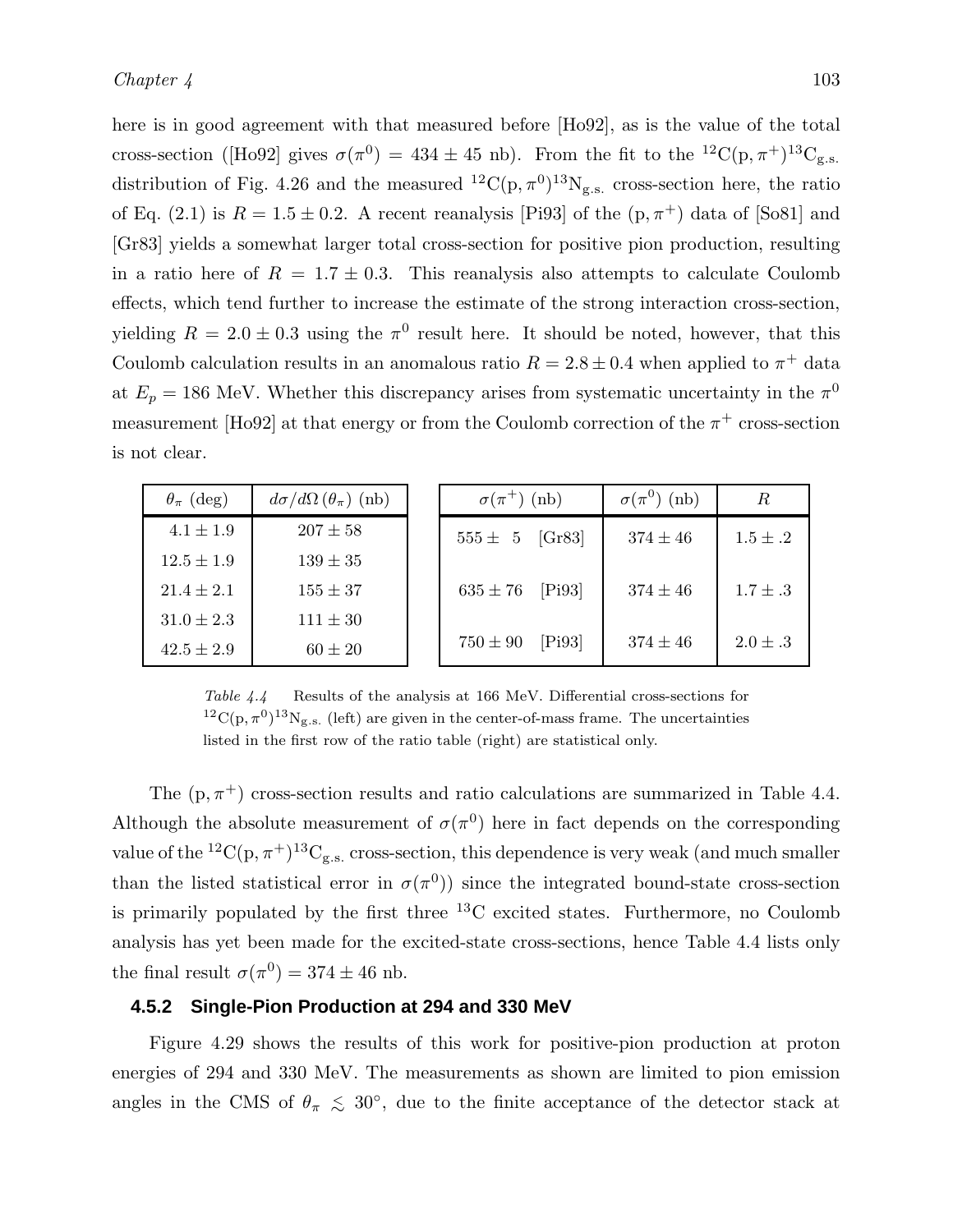here is in good agreement with that measured before [Ho92], as is the value of the total cross-section ([Ho92] gives $\sigma(\pi^0) = 434 \pm 45$ nb). From the fit to the $^{12}\mathrm{C}(\mathrm{p},\pi^+)^{13}\mathrm{C}_{\mathrm{g.s.}}$ distribution of Fig. 4.26 and the measured $^{12}\mathrm{C}(\mathrm{p},\pi^0)^{13}\mathrm{N}_{\mathrm{g.s.}}$ cross-section here, the ratio of Eq. (2.1) is $R = 1.5 \pm 0.2$. A recent reanalysis [Pi93] of the $(\mathrm{p},\pi^+)$ data of [So81] and [Gr83] yields a somewhat larger total cross-section for positive pion production, resulting in a ratio here of $R = 1.7 \pm 0.3$. This reanalysis also attempts to calculate Coulomb effects, which tend further to increase the estimate of the strong interaction cross-section, yielding $R = 2.0 \pm 0.3$ using the $\pi^0$ result here. It should be noted, however, that this Coulomb calculation results in an anomalous ratio $R = 2.8 \pm 0.4$ when applied to $\pi^+$ data at $E_p = 186$ MeV. Whether this discrepancy arises from systematic uncertainty in the $\pi^0$ measurement [Ho92] at that energy or from the Coulomb correction of the $\pi^+$ cross-section is not clear.

| $\theta_\pi$ (deg) | $d\sigma/d\Omega\,(\theta_\pi)$ (nb) |
|---|---|
| $4.1 \pm 1.9$ | $207 \pm 58$ |
| $12.5 \pm 1.9$ | $139 \pm 35$ |
| $21.4 \pm 2.1$ | $155 \pm 37$ |
| $31.0 \pm 2.3$ | $111 \pm 30$ |
| $42.5 \pm 2.9$ | $60 \pm 20$ |

| $\sigma(\pi^+)$ (nb) | $\sigma(\pi^0)$ (nb) | $R$ |
|---|---|---|
| $555 \pm 5$ [Gr83] | $374 \pm 46$ | $1.5 \pm .2$ |
| $635 \pm 76$ [Pi93] | $374 \pm 46$ | $1.7 \pm .3$ |
| $750 \pm 90$ [Pi93] | $374 \pm 46$ | $2.0 \pm .3$ |

*Table 4.4* Results of the analysis at 166 MeV. Differential cross-sections for $^{12}\mathrm{C}(\mathrm{p},\pi^0)^{13}\mathrm{N}_{\mathrm{g.s.}}$ (left) are given in the center-of-mass frame. The uncertainties listed in the first row of the ratio table (right) are statistical only.

The $(\mathrm{p},\pi^+)$ cross-section results and ratio calculations are summarized in Table 4.4. Although the absolute measurement of $\sigma(\pi^0)$ here in fact depends on the corresponding value of the $^{12}\mathrm{C}(\mathrm{p},\pi^+)^{13}\mathrm{C}_{\mathrm{g.s.}}$ cross-section, this dependence is very weak (and much smaller than the listed statistical error in $\sigma(\pi^0)$) since the integrated bound-state cross-section is primarily populated by the first three $^{13}\mathrm{C}$ excited states. Furthermore, no Coulomb analysis has yet been made for the excited-state cross-sections, hence Table 4.4 lists only the final result $\sigma(\pi^0) = 374 \pm 46$ nb.

### 4.5.2 Single-Pion Production at 294 and 330 MeV

Figure 4.29 shows the results of this work for positive-pion production at proton energies of 294 and 330 MeV. The measurements as shown are limited to pion emission angles in the CMS of $\theta_\pi \lesssim 30^\circ$, due to the finite acceptance of the detector stack at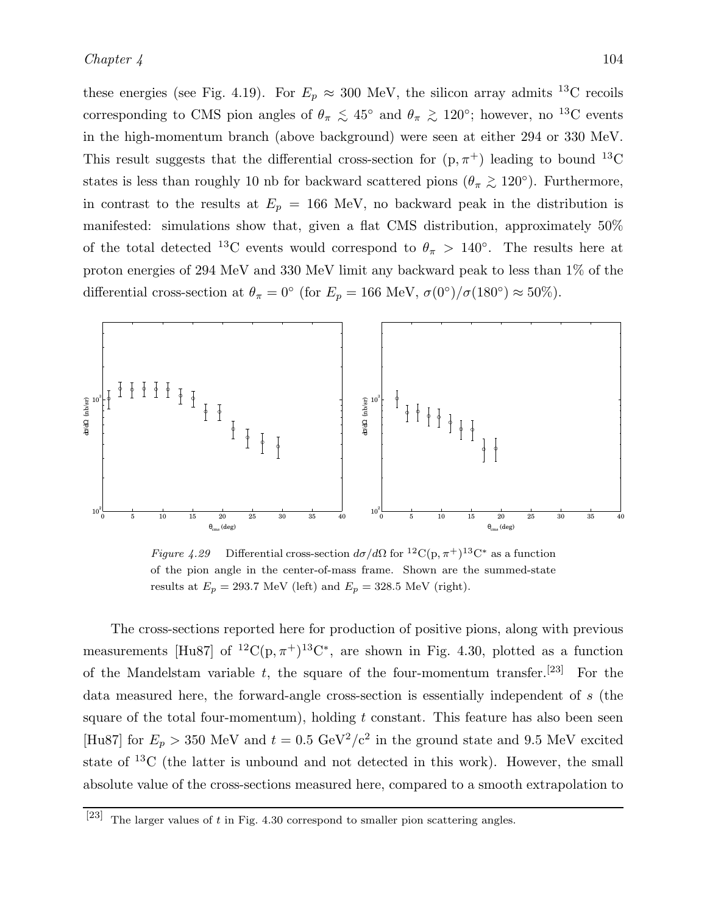these energies (see Fig. 4.19). For $E_p \approx 300$ MeV, the silicon array admits $^{13}$C recoils corresponding to CMS pion angles of $\theta_\pi \lesssim 45^\circ$ and $\theta_\pi \gtrsim 120^\circ$; however, no $^{13}$C events in the high-momentum branch (above background) were seen at either 294 or 330 MeV. This result suggests that the differential cross-section for $(\mathrm{p}, \pi^+)$ leading to bound $^{13}$C states is less than roughly 10 nb for backward scattered pions ($\theta_\pi \gtrsim 120^\circ$). Furthermore, in contrast to the results at $E_p = 166$ MeV, no backward peak in the distribution is manifested: simulations show that, given a flat CMS distribution, approximately 50% of the total detected $^{13}$C events would correspond to $\theta_\pi > 140^\circ$. The results here at proton energies of 294 MeV and 330 MeV limit any backward peak to less than 1% of the differential cross-section at $\theta_\pi = 0^\circ$ (for $E_p = 166$ MeV, $\sigma(0^\circ)/\sigma(180^\circ) \approx 50\%$).

*Figure 4.29* Differential cross-section $d\sigma/d\Omega$ for $^{12}\mathrm{C}(\mathrm{p}, \pi^+)^{13}\mathrm{C}^*$ as a function of the pion angle in the center-of-mass frame. Shown are the summed-state results at $E_p = 293.7$ MeV (left) and $E_p = 328.5$ MeV (right).

The cross-sections reported here for production of positive pions, along with previous measurements [Hu87] of $^{12}\mathrm{C}(\mathrm{p}, \pi^+)^{13}\mathrm{C}^*$, are shown in Fig. 4.30, plotted as a function of the Mandelstam variable $t$, the square of the four-momentum transfer.[23] For the data measured here, the forward-angle cross-section is essentially independent of $s$ (the square of the total four-momentum), holding $t$ constant. This feature has also been seen [Hu87] for $E_p > 350$ MeV and $t = 0.5$ GeV$^2$/c$^2$ in the ground state and 9.5 MeV excited state of $^{13}$C (the latter is unbound and not detected in this work). However, the small absolute value of the cross-sections measured here, compared to a smooth extrapolation to

[23] The larger values of $t$ in Fig. 4.30 correspond to smaller pion scattering angles.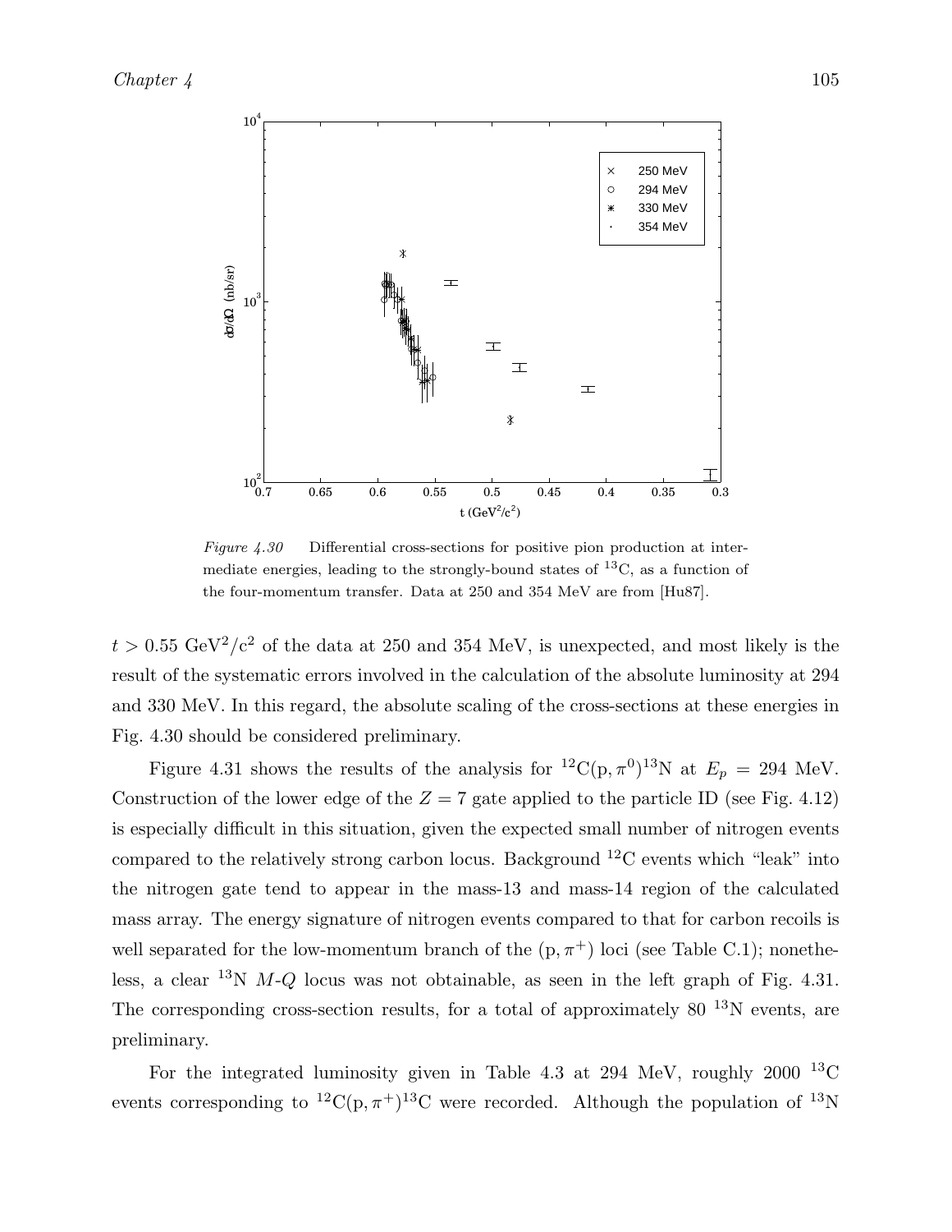*Figure 4.30* Differential cross-sections for positive pion production at intermediate energies, leading to the strongly-bound states of $^{13}$C, as a function of the four-momentum transfer. Data at 250 and 354 MeV are from [Hu87].

$t > 0.55$ GeV$^2$/c$^2$ of the data at 250 and 354 MeV, is unexpected, and most likely is the result of the systematic errors involved in the calculation of the absolute luminosity at 294 and 330 MeV. In this regard, the absolute scaling of the cross-sections at these energies in Fig. 4.30 should be considered preliminary.

Figure 4.31 shows the results of the analysis for $^{12}$C(p, $\pi^0$)$^{13}$N at $E_p$ = 294 MeV. Construction of the lower edge of the $Z = 7$ gate applied to the particle ID (see Fig. 4.12) is especially difficult in this situation, given the expected small number of nitrogen events compared to the relatively strong carbon locus. Background $^{12}$C events which "leak" into the nitrogen gate tend to appear in the mass-13 and mass-14 region of the calculated mass array. The energy signature of nitrogen events compared to that for carbon recoils is well separated for the low-momentum branch of the (p, $\pi^+$) loci (see Table C.1); nonetheless, a clear $^{13}$N $M$-$Q$ locus was not obtainable, as seen in the left graph of Fig. 4.31. The corresponding cross-section results, for a total of approximately 80 $^{13}$N events, are preliminary.

For the integrated luminosity given in Table 4.3 at 294 MeV, roughly 2000 $^{13}$C events corresponding to $^{12}$C(p, $\pi^+$)$^{13}$C were recorded. Although the population of $^{13}$N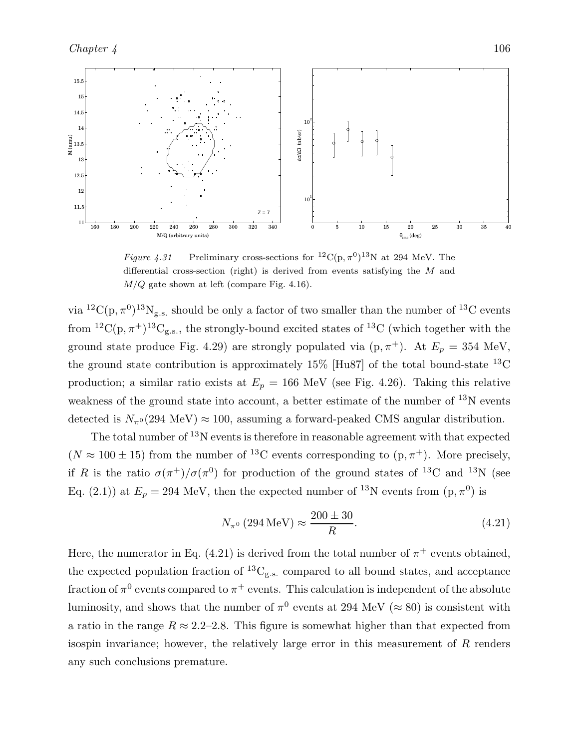*Figure 4.31* Preliminary cross-sections for $^{12}\mathrm{C}(\mathrm{p},\pi^0)^{13}\mathrm{N}$ at 294 MeV. The differential cross-section (right) is derived from events satisfying the $M$ and $M/Q$ gate shown at left (compare Fig. 4.16).

via $^{12}\mathrm{C}(\mathrm{p},\pi^0)^{13}\mathrm{N}_{\mathrm{g.s.}}$ should be only a factor of two smaller than the number of $^{13}\mathrm{C}$ events from $^{12}\mathrm{C}(\mathrm{p},\pi^+)^{13}\mathrm{C}_{\mathrm{g.s.}}$, the strongly-bound excited states of $^{13}\mathrm{C}$ (which together with the ground state produce Fig. 4.29) are strongly populated via $(\mathrm{p},\pi^+)$. At $E_p = 354$ MeV, the ground state contribution is approximately 15% [Hu87] of the total bound-state $^{13}\mathrm{C}$ production; a similar ratio exists at $E_p = 166$ MeV (see Fig. 4.26). Taking this relative weakness of the ground state into account, a better estimate of the number of $^{13}\mathrm{N}$ events detected is $N_{\pi^0}(294\ \mathrm{MeV}) \approx 100$, assuming a forward-peaked CMS angular distribution.

The total number of $^{13}\mathrm{N}$ events is therefore in reasonable agreement with that expected ($N \approx 100 \pm 15$) from the number of $^{13}\mathrm{C}$ events corresponding to $(\mathrm{p},\pi^+)$. More precisely, if $R$ is the ratio $\sigma(\pi^+)/\sigma(\pi^0)$ for production of the ground states of $^{13}\mathrm{C}$ and $^{13}\mathrm{N}$ (see Eq. (2.1)) at $E_p = 294$ MeV, then the expected number of $^{13}\mathrm{N}$ events from $(\mathrm{p},\pi^0)$ is

$$N_{\pi^0}\,(294\,\mathrm{MeV}) \approx \frac{200 \pm 30}{R}. \tag{4.21}$$

Here, the numerator in Eq. (4.21) is derived from the total number of $\pi^+$ events obtained, the expected population fraction of $^{13}\mathrm{C}_{\mathrm{g.s.}}$ compared to all bound states, and acceptance fraction of $\pi^0$ events compared to $\pi^+$ events. This calculation is independent of the absolute luminosity, and shows that the number of $\pi^0$ events at 294 MeV ($\approx 80$) is consistent with a ratio in the range $R \approx 2.2$–$2.8$. This figure is somewhat higher than that expected from isospin invariance; however, the relatively large error in this measurement of $R$ renders any such conclusions premature.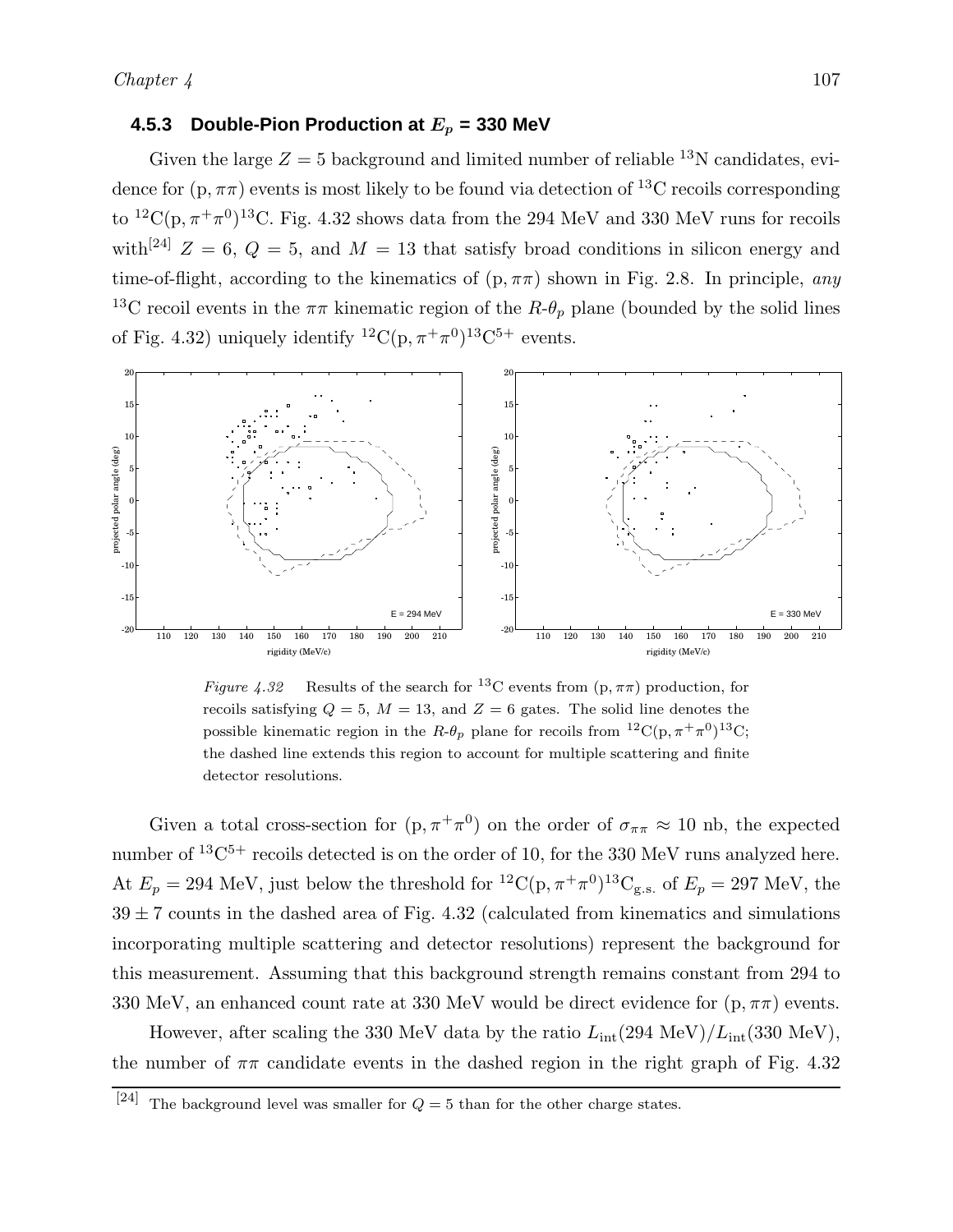### 4.5.3 Double-Pion Production at $E_p$ = 330 MeV

Given the large $Z = 5$ background and limited number of reliable $^{13}$N candidates, evidence for $(\mathrm{p}, \pi\pi)$ events is most likely to be found via detection of $^{13}$C recoils corresponding to $^{12}\mathrm{C}(\mathrm{p}, \pi^+\pi^0)^{13}\mathrm{C}$. Fig. 4.32 shows data from the 294 MeV and 330 MeV runs for recoils with[24] $Z = 6$, $Q = 5$, and $M = 13$ that satisfy broad conditions in silicon energy and time-of-flight, according to the kinematics of $(\mathrm{p}, \pi\pi)$ shown in Fig. 2.8. In principle, *any* $^{13}$C recoil events in the $\pi\pi$ kinematic region of the $R$-$\theta_p$ plane (bounded by the solid lines of Fig. 4.32) uniquely identify $^{12}\mathrm{C}(\mathrm{p}, \pi^+\pi^0)^{13}\mathrm{C}^{5+}$ events.

*Figure 4.32* Results of the search for $^{13}$C events from $(\mathrm{p}, \pi\pi)$ production, for recoils satisfying $Q = 5$, $M = 13$, and $Z = 6$ gates. The solid line denotes the possible kinematic region in the $R$-$\theta_p$ plane for recoils from $^{12}\mathrm{C}(\mathrm{p}, \pi^+\pi^0)^{13}\mathrm{C}$; the dashed line extends this region to account for multiple scattering and finite detector resolutions.

Given a total cross-section for $(\mathrm{p}, \pi^+\pi^0)$ on the order of $\sigma_{\pi\pi} \approx 10$ nb, the expected number of $^{13}\mathrm{C}^{5+}$ recoils detected is on the order of 10, for the 330 MeV runs analyzed here. At $E_p = 294$ MeV, just below the threshold for $^{12}\mathrm{C}(\mathrm{p}, \pi^+\pi^0)^{13}\mathrm{C}_{\mathrm{g.s.}}$ of $E_p = 297$ MeV, the $39 \pm 7$ counts in the dashed area of Fig. 4.32 (calculated from kinematics and simulations incorporating multiple scattering and detector resolutions) represent the background for this measurement. Assuming that this background strength remains constant from 294 to 330 MeV, an enhanced count rate at 330 MeV would be direct evidence for $(\mathrm{p}, \pi\pi)$ events.

However, after scaling the 330 MeV data by the ratio $L_{\mathrm{int}}(294\text{ MeV})/L_{\mathrm{int}}(330\text{ MeV})$, the number of $\pi\pi$ candidate events in the dashed region in the right graph of Fig. 4.32

[24] The background level was smaller for $Q = 5$ than for the other charge states.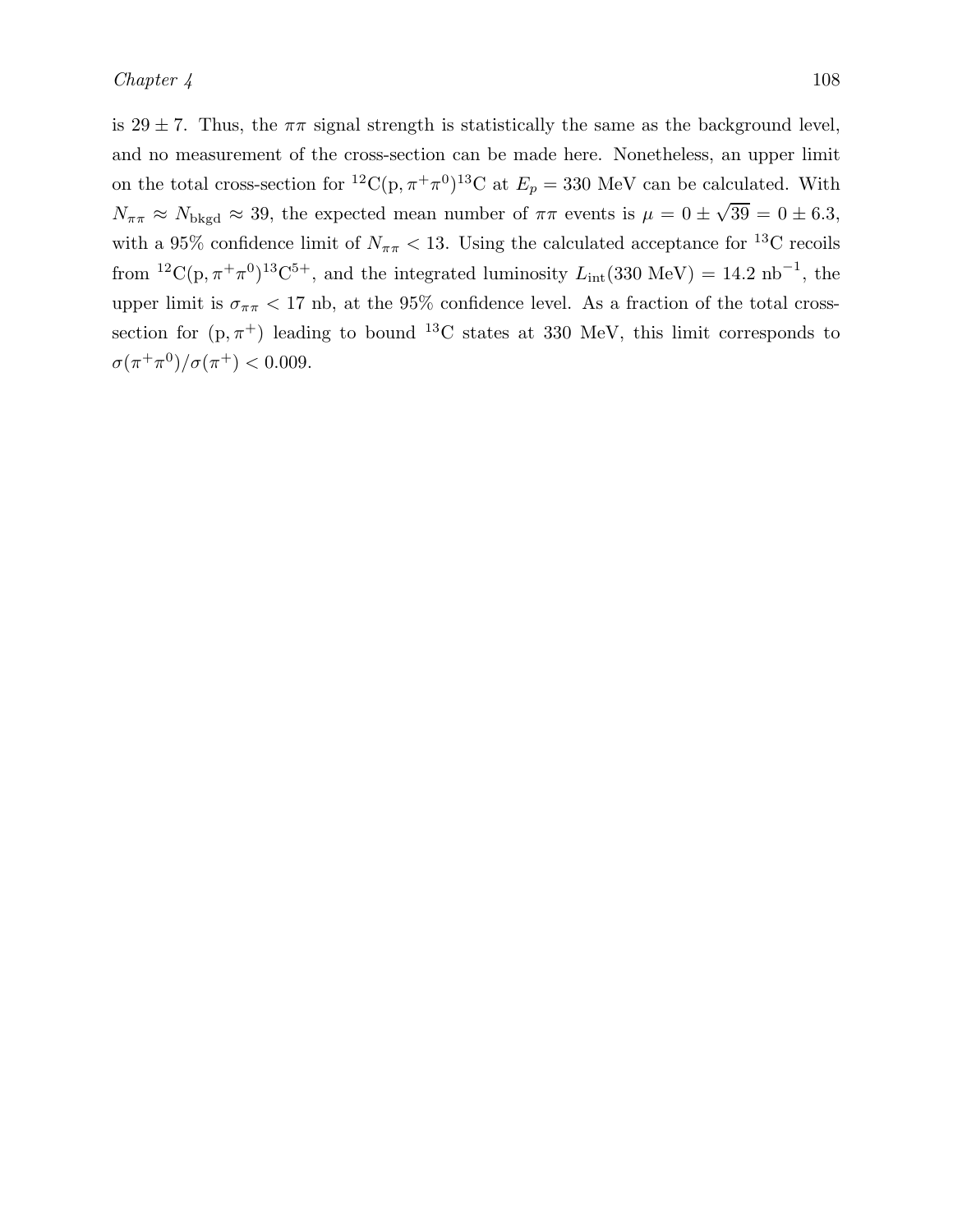is $29 \pm 7$. Thus, the $\pi\pi$ signal strength is statistically the same as the background level, and no measurement of the cross-section can be made here. Nonetheless, an upper limit on the total cross-section for $^{12}\mathrm{C}(\mathrm{p}, \pi^+\pi^0)^{13}\mathrm{C}$ at $E_p = 330$ MeV can be calculated. With $N_{\pi\pi} \approx N_{\mathrm{bkgd}} \approx 39$, the expected mean number of $\pi\pi$ events is $\mu = 0 \pm \sqrt{39} = 0 \pm 6.3$, with a 95% confidence limit of $N_{\pi\pi} < 13$. Using the calculated acceptance for $^{13}\mathrm{C}$ recoils from $^{12}\mathrm{C}(\mathrm{p}, \pi^+\pi^0)^{13}\mathrm{C}^{5+}$, and the integrated luminosity $L_{\mathrm{int}}(330\ \mathrm{MeV}) = 14.2\ \mathrm{nb}^{-1}$, the upper limit is $\sigma_{\pi\pi} < 17$ nb, at the 95% confidence level. As a fraction of the total cross-section for $(\mathrm{p}, \pi^+)$ leading to bound $^{13}\mathrm{C}$ states at 330 MeV, this limit corresponds to $\sigma(\pi^+\pi^0)/\sigma(\pi^+) < 0.009$.